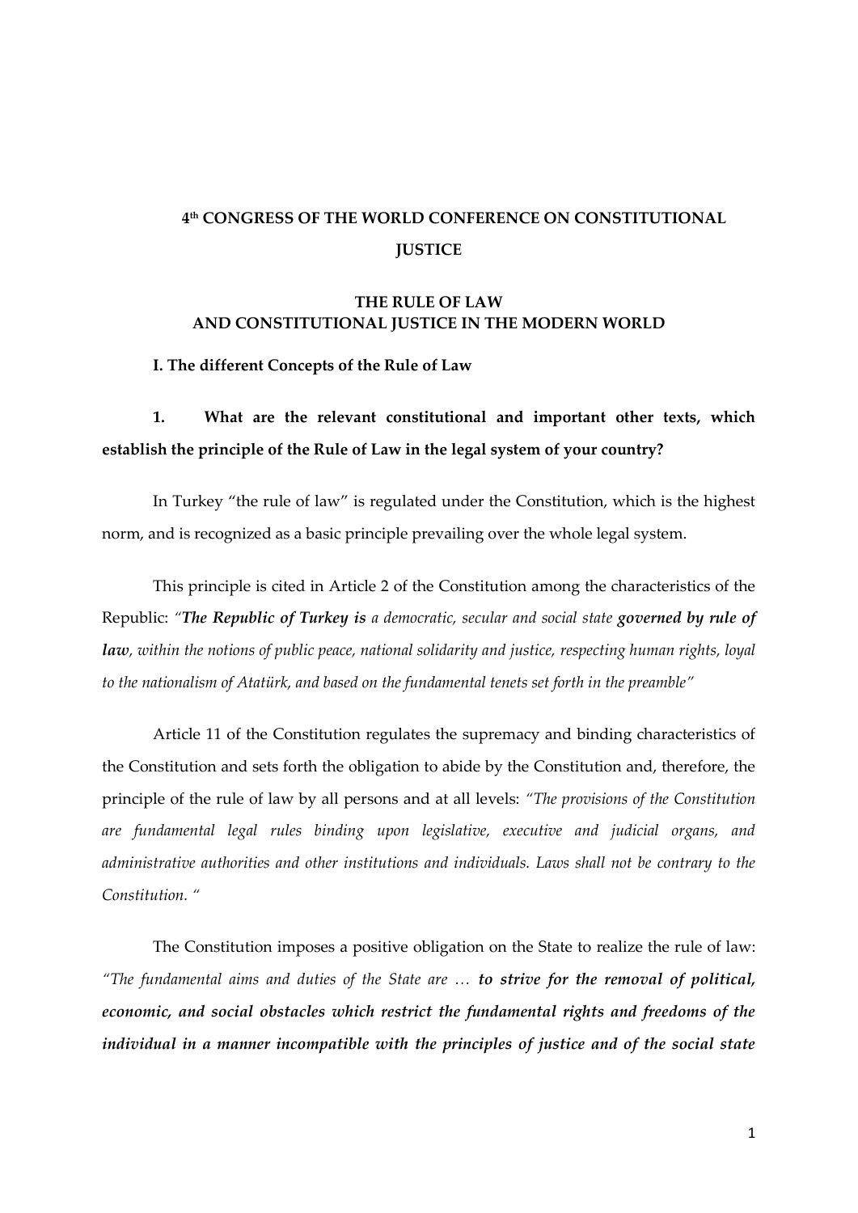# 4th CONGRESS OF THE WORLD CONFERENCE ON CONSTITUTIONAL JUSTICE

## THE RULE OF LAW AND CONSTITUTIONAL JUSTICE IN THE MODERN WORLD

### I. The different Concepts of the Rule of Law

**1. What are the relevant constitutional and important other texts, which establish the principle of the Rule of Law in the legal system of your country?**

In Turkey "the rule of law" is regulated under the Constitution, which is the highest norm, and is recognized as a basic principle prevailing over the whole legal system.

This principle is cited in Article 2 of the Constitution among the characteristics of the Republic: *"**The Republic of Turkey is** a democratic, secular and social state **governed by rule of law**, within the notions of public peace, national solidarity and justice, respecting human rights, loyal to the nationalism of Atatürk, and based on the fundamental tenets set forth in the preamble"*

Article 11 of the Constitution regulates the supremacy and binding characteristics of the Constitution and sets forth the obligation to abide by the Constitution and, therefore, the principle of the rule of law by all persons and at all levels: *"The provisions of the Constitution are fundamental legal rules binding upon legislative, executive and judicial organs, and administrative authorities and other institutions and individuals. Laws shall not be contrary to the Constitution. "*

The Constitution imposes a positive obligation on the State to realize the rule of law: *"The fundamental aims and duties of the State are … **to strive for the removal of political, economic, and social obstacles which restrict the fundamental rights and freedoms of the individual in a manner incompatible with the principles of justice and of the social state***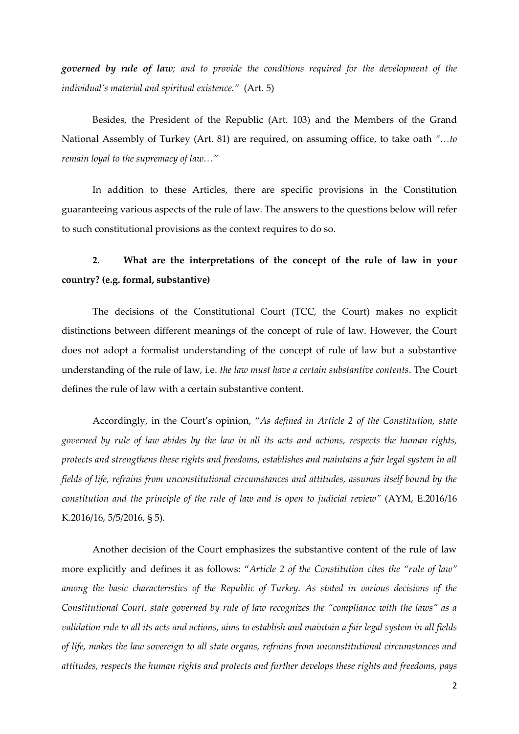***governed by rule of law****; and to provide the conditions required for the development of the individual's material and spiritual existence."* (Art. 5)

Besides, the President of the Republic (Art. 103) and the Members of the Grand National Assembly of Turkey (Art. 81) are required, on assuming office, to take oath *"…to remain loyal to the supremacy of law…"*

In addition to these Articles, there are specific provisions in the Constitution guaranteeing various aspects of the rule of law. The answers to the questions below will refer to such constitutional provisions as the context requires to do so.

**2. What are the interpretations of the concept of the rule of law in your country? (e.g. formal, substantive)**

The decisions of the Constitutional Court (TCC, the Court) makes no explicit distinctions between different meanings of the concept of rule of law. However, the Court does not adopt a formalist understanding of the concept of rule of law but a substantive understanding of the rule of law, i.e. *the law must have a certain substantive contents*. The Court defines the rule of law with a certain substantive content.

Accordingly, in the Court's opinion, "*As defined in Article 2 of the Constitution, state governed by rule of law abides by the law in all its acts and actions, respects the human rights, protects and strengthens these rights and freedoms, establishes and maintains a fair legal system in all fields of life, refrains from unconstitutional circumstances and attitudes, assumes itself bound by the constitution and the principle of the rule of law and is open to judicial review"* (AYM, E.2016/16 K.2016/16, 5/5/2016, § 5).

Another decision of the Court emphasizes the substantive content of the rule of law more explicitly and defines it as follows: "*Article 2 of the Constitution cites the "rule of law" among the basic characteristics of the Republic of Turkey. As stated in various decisions of the Constitutional Court, state governed by rule of law recognizes the "compliance with the laws" as a validation rule to all its acts and actions, aims to establish and maintain a fair legal system in all fields of life, makes the law sovereign to all state organs, refrains from unconstitutional circumstances and attitudes, respects the human rights and protects and further develops these rights and freedoms, pays*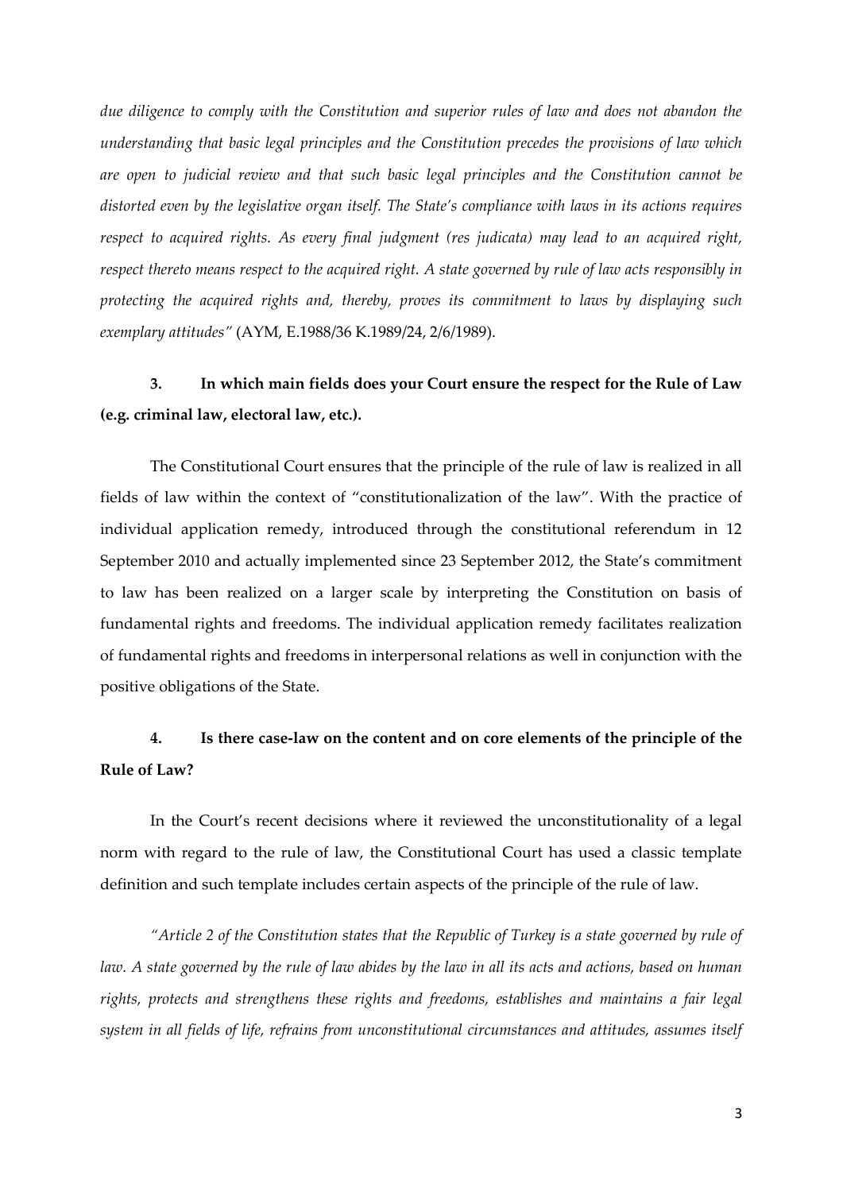*due diligence to comply with the Constitution and superior rules of law and does not abandon the understanding that basic legal principles and the Constitution precedes the provisions of law which are open to judicial review and that such basic legal principles and the Constitution cannot be distorted even by the legislative organ itself. The State's compliance with laws in its actions requires respect to acquired rights. As every final judgment (res judicata) may lead to an acquired right, respect thereto means respect to the acquired right. A state governed by rule of law acts responsibly in protecting the acquired rights and, thereby, proves its commitment to laws by displaying such exemplary attitudes"* (AYM, E.1988/36 K.1989/24, 2/6/1989).

**3. In which main fields does your Court ensure the respect for the Rule of Law (e.g. criminal law, electoral law, etc.).**

The Constitutional Court ensures that the principle of the rule of law is realized in all fields of law within the context of "constitutionalization of the law". With the practice of individual application remedy, introduced through the constitutional referendum in 12 September 2010 and actually implemented since 23 September 2012, the State's commitment to law has been realized on a larger scale by interpreting the Constitution on basis of fundamental rights and freedoms. The individual application remedy facilitates realization of fundamental rights and freedoms in interpersonal relations as well in conjunction with the positive obligations of the State.

**4. Is there case-law on the content and on core elements of the principle of the Rule of Law?**

In the Court's recent decisions where it reviewed the unconstitutionality of a legal norm with regard to the rule of law, the Constitutional Court has used a classic template definition and such template includes certain aspects of the principle of the rule of law.

*"Article 2 of the Constitution states that the Republic of Turkey is a state governed by rule of law. A state governed by the rule of law abides by the law in all its acts and actions, based on human rights, protects and strengthens these rights and freedoms, establishes and maintains a fair legal system in all fields of life, refrains from unconstitutional circumstances and attitudes, assumes itself*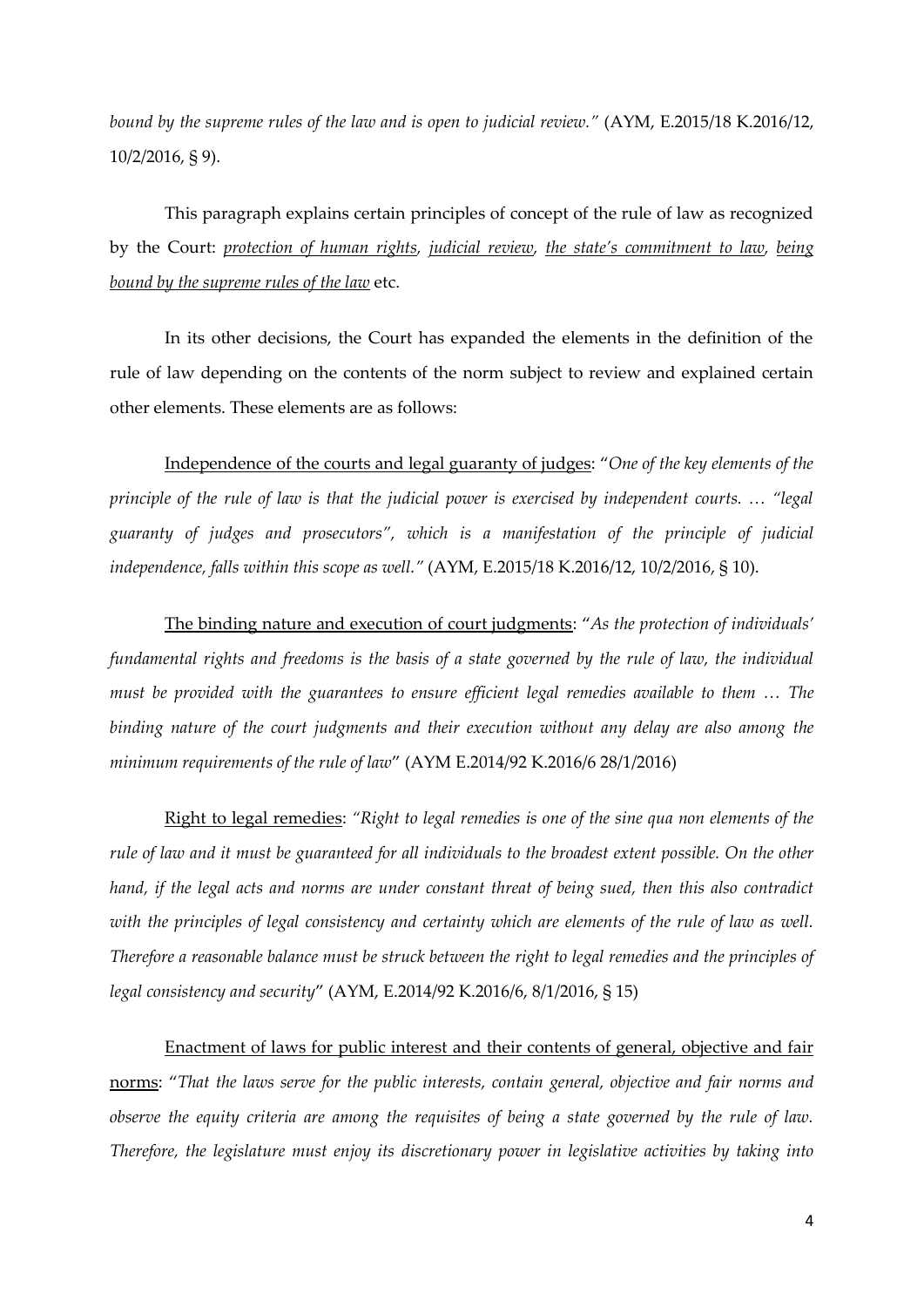*bound by the supreme rules of the law and is open to judicial review."* (AYM, E.2015/18 K.2016/12, 10/2/2016, § 9).

This paragraph explains certain principles of concept of the rule of law as recognized by the Court: *protection of human rights*, *judicial review*, *the state's commitment to law*, *being bound by the supreme rules of the law* etc.

In its other decisions, the Court has expanded the elements in the definition of the rule of law depending on the contents of the norm subject to review and explained certain other elements. These elements are as follows:

Independence of the courts and legal guaranty of judges: "*One of the key elements of the principle of the rule of law is that the judicial power is exercised by independent courts. … "legal guaranty of judges and prosecutors", which is a manifestation of the principle of judicial independence, falls within this scope as well."* (AYM, E.2015/18 K.2016/12, 10/2/2016, § 10).

The binding nature and execution of court judgments: "*As the protection of individuals' fundamental rights and freedoms is the basis of a state governed by the rule of law, the individual must be provided with the guarantees to ensure efficient legal remedies available to them … The binding nature of the court judgments and their execution without any delay are also among the minimum requirements of the rule of law*" (AYM E.2014/92 K.2016/6 28/1/2016)

Right to legal remedies: *"Right to legal remedies is one of the sine qua non elements of the rule of law and it must be guaranteed for all individuals to the broadest extent possible. On the other hand, if the legal acts and norms are under constant threat of being sued, then this also contradict with the principles of legal consistency and certainty which are elements of the rule of law as well. Therefore a reasonable balance must be struck between the right to legal remedies and the principles of legal consistency and security*" (AYM, E.2014/92 K.2016/6, 8/1/2016, § 15)

Enactment of laws for public interest and their contents of general, objective and fair norms: "*That the laws serve for the public interests, contain general, objective and fair norms and observe the equity criteria are among the requisites of being a state governed by the rule of law. Therefore, the legislature must enjoy its discretionary power in legislative activities by taking into*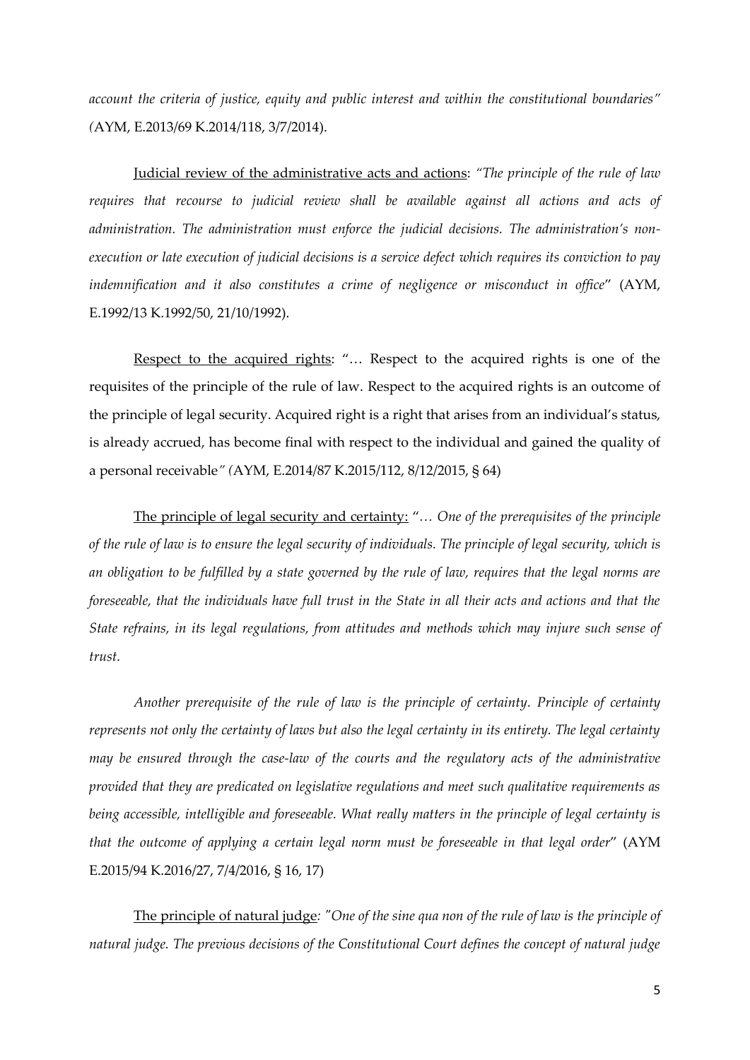*account the criteria of justice, equity and public interest and within the constitutional boundaries" (*AYM, E.2013/69 K.2014/118, 3/7/2014).

Judicial review of the administrative acts and actions: *"The principle of the rule of law requires that recourse to judicial review shall be available against all actions and acts of administration. The administration must enforce the judicial decisions. The administration's non-execution or late execution of judicial decisions is a service defect which requires its conviction to pay indemnification and it also constitutes a crime of negligence or misconduct in office*" (AYM, E.1992/13 K.1992/50, 21/10/1992).

Respect to the acquired rights: "… Respect to the acquired rights is one of the requisites of the principle of the rule of law. Respect to the acquired rights is an outcome of the principle of legal security. Acquired right is a right that arises from an individual's status, is already accrued, has become final with respect to the individual and gained the quality of a personal receivable*" (*AYM, E.2014/87 K.2015/112, 8/12/2015, § 64)

The principle of legal security and certainty: "*… One of the prerequisites of the principle of the rule of law is to ensure the legal security of individuals. The principle of legal security, which is an obligation to be fulfilled by a state governed by the rule of law, requires that the legal norms are foreseeable, that the individuals have full trust in the State in all their acts and actions and that the State refrains, in its legal regulations, from attitudes and methods which may injure such sense of trust.*

*Another prerequisite of the rule of law is the principle of certainty. Principle of certainty represents not only the certainty of laws but also the legal certainty in its entirety. The legal certainty may be ensured through the case-law of the courts and the regulatory acts of the administrative provided that they are predicated on legislative regulations and meet such qualitative requirements as being accessible, intelligible and foreseeable. What really matters in the principle of legal certainty is that the outcome of applying a certain legal norm must be foreseeable in that legal order*" (AYM E.2015/94 K.2016/27, 7/4/2016, § 16, 17)

The principle of natural judge*: "One of the sine qua non of the rule of law is the principle of natural judge. The previous decisions of the Constitutional Court defines the concept of natural judge*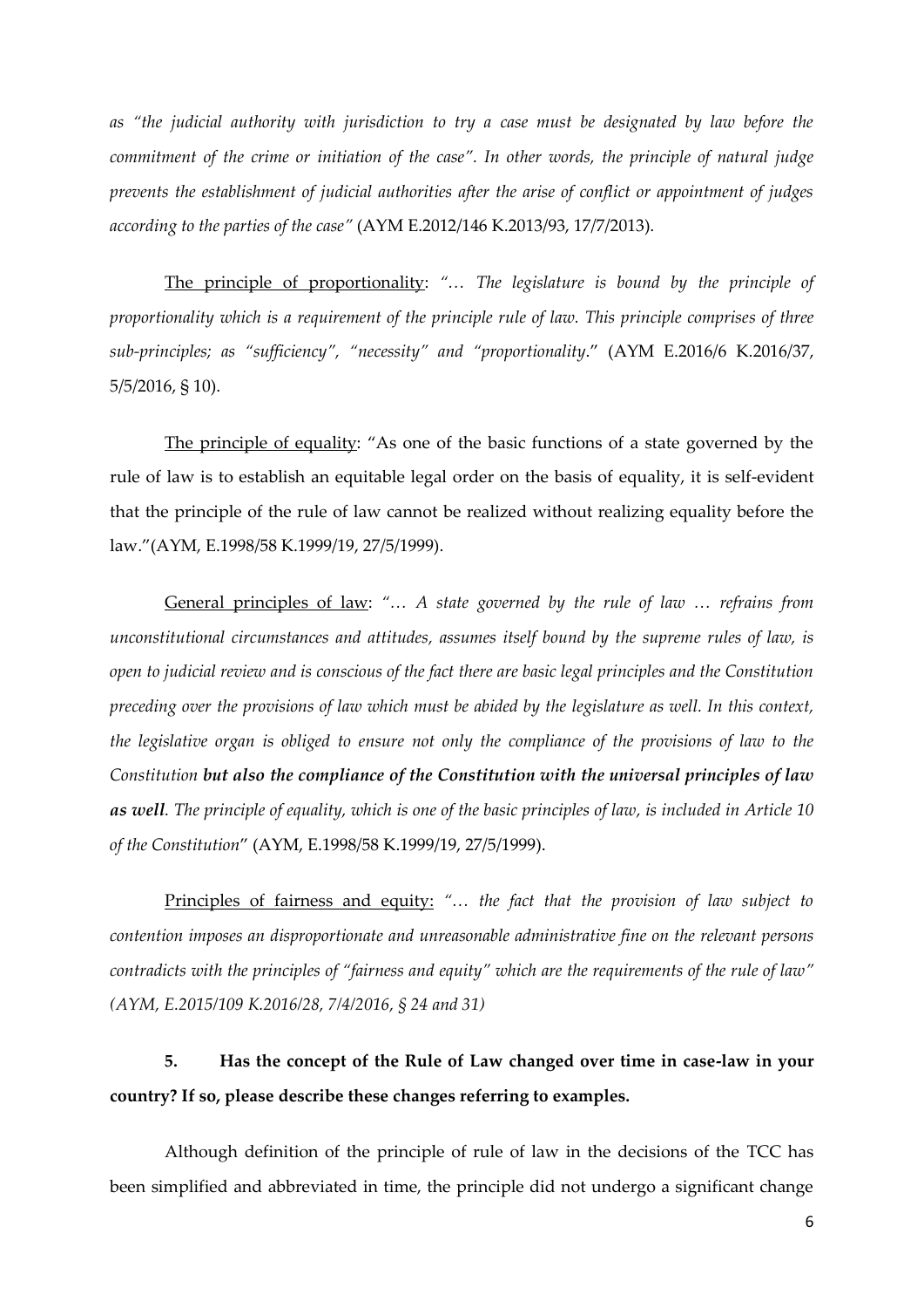*as "the judicial authority with jurisdiction to try a case must be designated by law before the commitment of the crime or initiation of the case". In other words, the principle of natural judge prevents the establishment of judicial authorities after the arise of conflict or appointment of judges according to the parties of the case"* (AYM E.2012/146 K.2013/93, 17/7/2013).

The principle of proportionality: *"… The legislature is bound by the principle of proportionality which is a requirement of the principle rule of law. This principle comprises of three sub-principles; as "sufficiency", "necessity" and "proportionality*." (AYM E.2016/6 K.2016/37, 5/5/2016, § 10).

The principle of equality: "As one of the basic functions of a state governed by the rule of law is to establish an equitable legal order on the basis of equality, it is self-evident that the principle of the rule of law cannot be realized without realizing equality before the law."(AYM, E.1998/58 K.1999/19, 27/5/1999).

General principles of law: *"… A state governed by the rule of law … refrains from unconstitutional circumstances and attitudes, assumes itself bound by the supreme rules of law, is open to judicial review and is conscious of the fact there are basic legal principles and the Constitution preceding over the provisions of law which must be abided by the legislature as well. In this context, the legislative organ is obliged to ensure not only the compliance of the provisions of law to the Constitution **but also the compliance of the Constitution with the universal principles of law as well**. The principle of equality, which is one of the basic principles of law, is included in Article 10 of the Constitution*" (AYM, E.1998/58 K.1999/19, 27/5/1999).

Principles of fairness and equity: *"… the fact that the provision of law subject to contention imposes an disproportionate and unreasonable administrative fine on the relevant persons contradicts with the principles of "fairness and equity" which are the requirements of the rule of law" (AYM, E.2015/109 K.2016/28, 7/4/2016, § 24 and 31)*

**5. Has the concept of the Rule of Law changed over time in case-law in your country? If so, please describe these changes referring to examples.**

Although definition of the principle of rule of law in the decisions of the TCC has been simplified and abbreviated in time, the principle did not undergo a significant change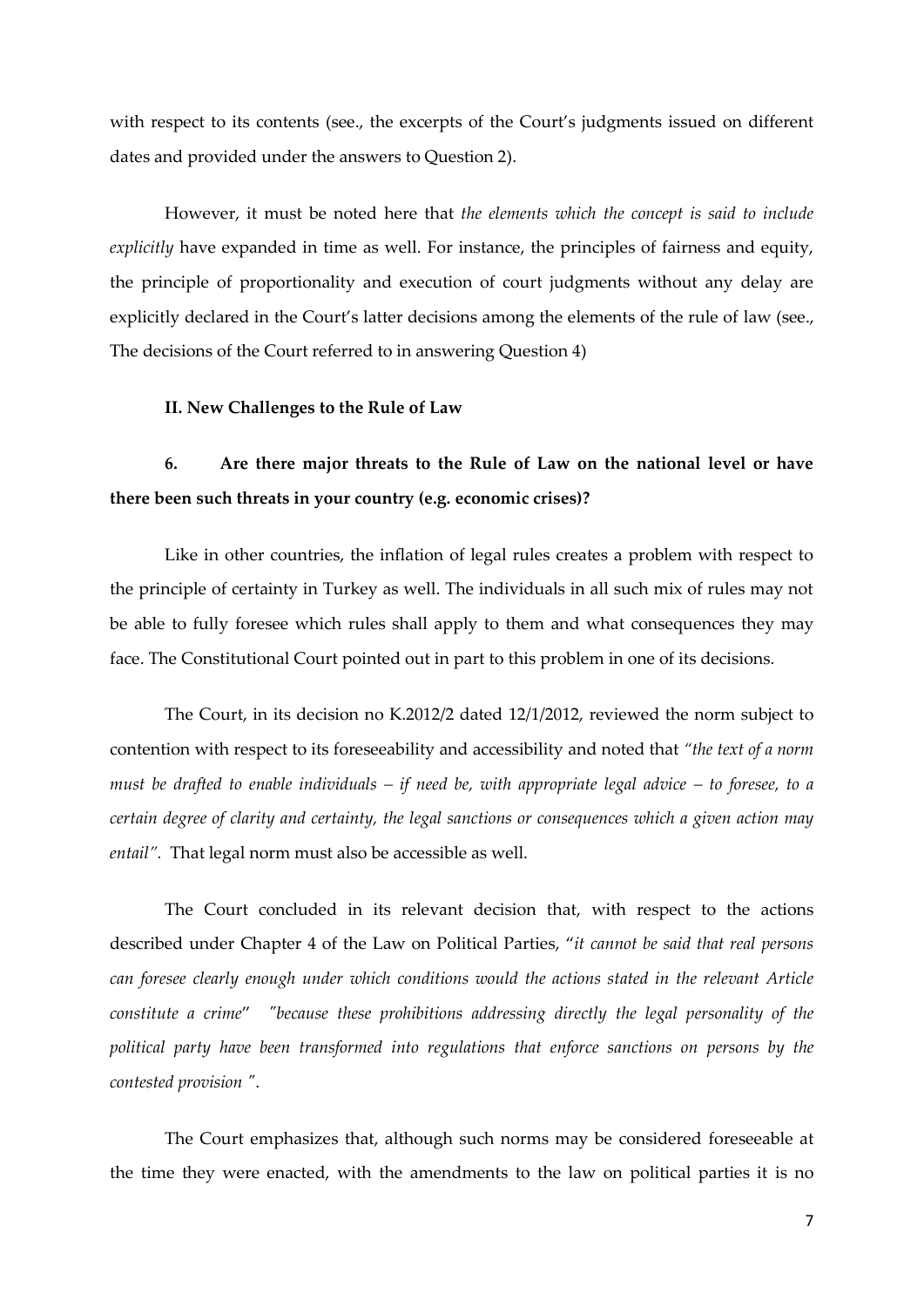with respect to its contents (see., the excerpts of the Court's judgments issued on different dates and provided under the answers to Question 2).

However, it must be noted here that *the elements which the concept is said to include explicitly* have expanded in time as well. For instance, the principles of fairness and equity, the principle of proportionality and execution of court judgments without any delay are explicitly declared in the Court's latter decisions among the elements of the rule of law (see., The decisions of the Court referred to in answering Question 4)

## II. New Challenges to the Rule of Law

### 6. Are there major threats to the Rule of Law on the national level or have there been such threats in your country (e.g. economic crises)?

Like in other countries, the inflation of legal rules creates a problem with respect to the principle of certainty in Turkey as well. The individuals in all such mix of rules may not be able to fully foresee which rules shall apply to them and what consequences they may face. The Constitutional Court pointed out in part to this problem in one of its decisions.

The Court, in its decision no K.2012/2 dated 12/1/2012, reviewed the norm subject to contention with respect to its foreseeability and accessibility and noted that *"the text of a norm must be drafted to enable individuals – if need be, with appropriate legal advice – to foresee, to a certain degree of clarity and certainty, the legal sanctions or consequences which a given action may entail".* That legal norm must also be accessible as well.

The Court concluded in its relevant decision that, with respect to the actions described under Chapter 4 of the Law on Political Parties, "*it cannot be said that real persons can foresee clearly enough under which conditions would the actions stated in the relevant Article constitute a crime*" *"because these prohibitions addressing directly the legal personality of the political party have been transformed into regulations that enforce sanctions on persons by the contested provision "*.

The Court emphasizes that, although such norms may be considered foreseeable at the time they were enacted, with the amendments to the law on political parties it is no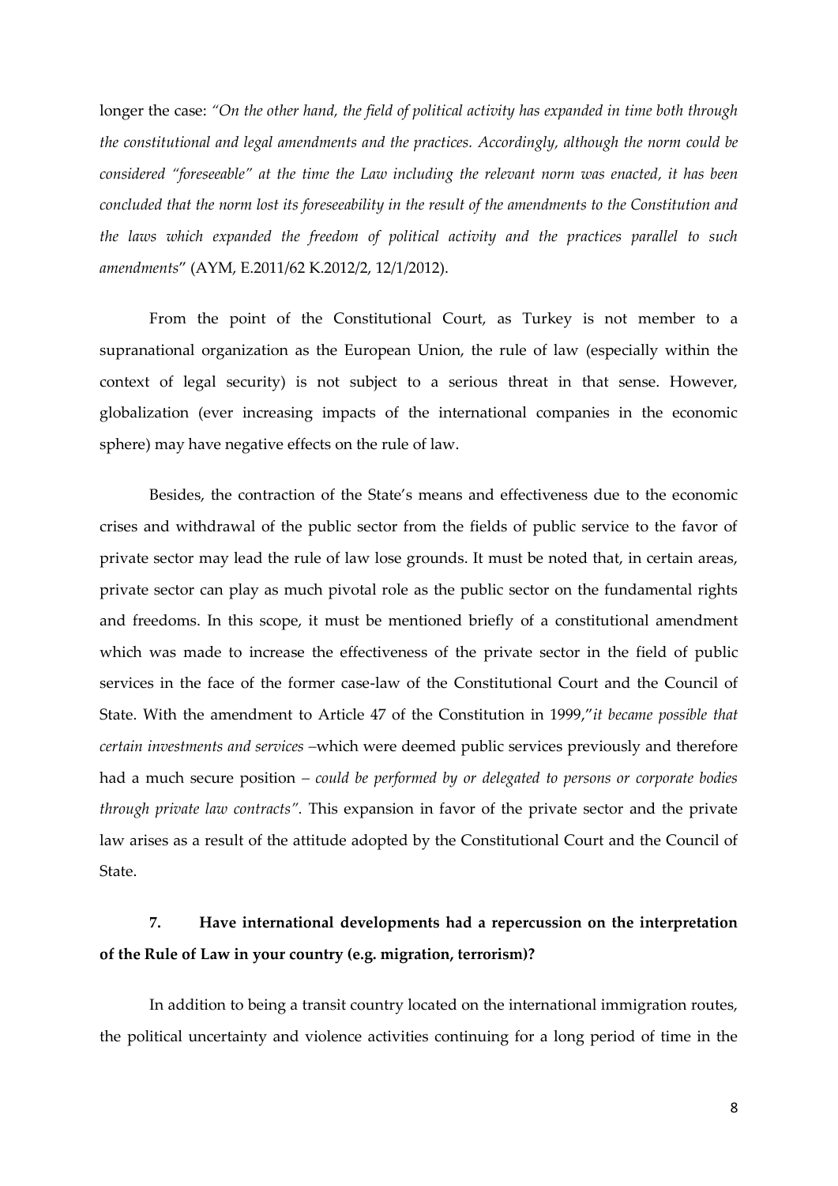longer the case: *"On the other hand, the field of political activity has expanded in time both through the constitutional and legal amendments and the practices. Accordingly, although the norm could be considered "foreseeable" at the time the Law including the relevant norm was enacted, it has been concluded that the norm lost its foreseeability in the result of the amendments to the Constitution and the laws which expanded the freedom of political activity and the practices parallel to such amendments*" (AYM, E.2011/62 K.2012/2, 12/1/2012).

From the point of the Constitutional Court, as Turkey is not member to a supranational organization as the European Union, the rule of law (especially within the context of legal security) is not subject to a serious threat in that sense. However, globalization (ever increasing impacts of the international companies in the economic sphere) may have negative effects on the rule of law.

Besides, the contraction of the State's means and effectiveness due to the economic crises and withdrawal of the public sector from the fields of public service to the favor of private sector may lead the rule of law lose grounds. It must be noted that, in certain areas, private sector can play as much pivotal role as the public sector on the fundamental rights and freedoms. In this scope, it must be mentioned briefly of a constitutional amendment which was made to increase the effectiveness of the private sector in the field of public services in the face of the former case-law of the Constitutional Court and the Council of State. With the amendment to Article 47 of the Constitution in 1999,"*it became possible that certain investments and services* –which were deemed public services previously and therefore had a much secure position – *could be performed by or delegated to persons or corporate bodies through private law contracts"*. This expansion in favor of the private sector and the private law arises as a result of the attitude adopted by the Constitutional Court and the Council of State.

**7. Have international developments had a repercussion on the interpretation of the Rule of Law in your country (e.g. migration, terrorism)?**

In addition to being a transit country located on the international immigration routes, the political uncertainty and violence activities continuing for a long period of time in the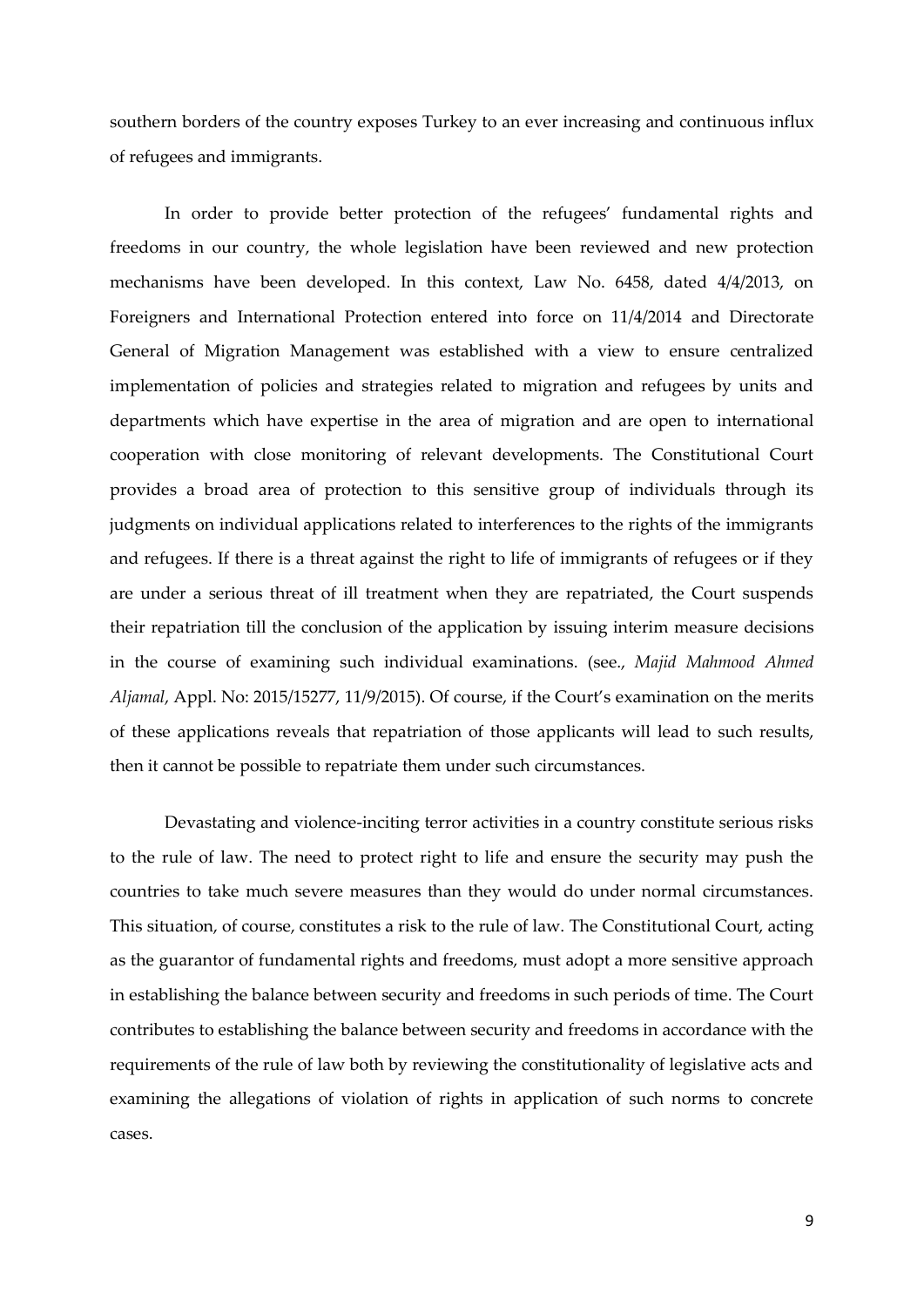southern borders of the country exposes Turkey to an ever increasing and continuous influx of refugees and immigrants.

In order to provide better protection of the refugees' fundamental rights and freedoms in our country, the whole legislation have been reviewed and new protection mechanisms have been developed. In this context, Law No. 6458, dated 4/4/2013, on Foreigners and International Protection entered into force on 11/4/2014 and Directorate General of Migration Management was established with a view to ensure centralized implementation of policies and strategies related to migration and refugees by units and departments which have expertise in the area of migration and are open to international cooperation with close monitoring of relevant developments. The Constitutional Court provides a broad area of protection to this sensitive group of individuals through its judgments on individual applications related to interferences to the rights of the immigrants and refugees. If there is a threat against the right to life of immigrants of refugees or if they are under a serious threat of ill treatment when they are repatriated, the Court suspends their repatriation till the conclusion of the application by issuing interim measure decisions in the course of examining such individual examinations. (see., *Majid Mahmood Ahmed Aljamal*, Appl. No: 2015/15277, 11/9/2015). Of course, if the Court's examination on the merits of these applications reveals that repatriation of those applicants will lead to such results, then it cannot be possible to repatriate them under such circumstances.

Devastating and violence-inciting terror activities in a country constitute serious risks to the rule of law. The need to protect right to life and ensure the security may push the countries to take much severe measures than they would do under normal circumstances. This situation, of course, constitutes a risk to the rule of law. The Constitutional Court, acting as the guarantor of fundamental rights and freedoms, must adopt a more sensitive approach in establishing the balance between security and freedoms in such periods of time. The Court contributes to establishing the balance between security and freedoms in accordance with the requirements of the rule of law both by reviewing the constitutionality of legislative acts and examining the allegations of violation of rights in application of such norms to concrete cases.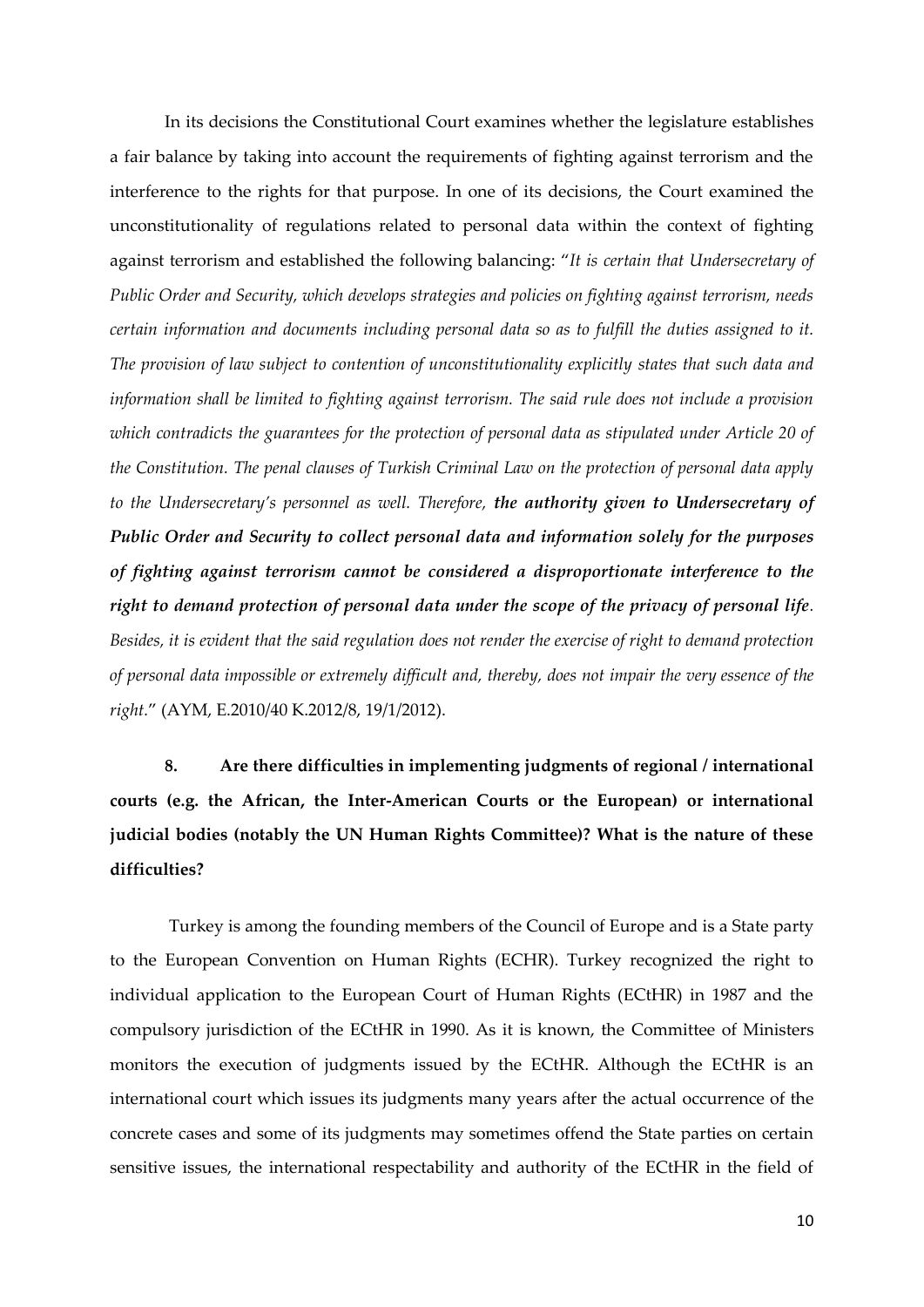In its decisions the Constitutional Court examines whether the legislature establishes a fair balance by taking into account the requirements of fighting against terrorism and the interference to the rights for that purpose. In one of its decisions, the Court examined the unconstitutionality of regulations related to personal data within the context of fighting against terrorism and established the following balancing: "*It is certain that Undersecretary of Public Order and Security, which develops strategies and policies on fighting against terrorism, needs certain information and documents including personal data so as to fulfill the duties assigned to it. The provision of law subject to contention of unconstitutionality explicitly states that such data and information shall be limited to fighting against terrorism. The said rule does not include a provision which contradicts the guarantees for the protection of personal data as stipulated under Article 20 of the Constitution. The penal clauses of Turkish Criminal Law on the protection of personal data apply to the Undersecretary's personnel as well. Therefore,* ***the authority given to Undersecretary of Public Order and Security to collect personal data and information solely for the purposes of fighting against terrorism cannot be considered a disproportionate interference to the right to demand protection of personal data under the scope of the privacy of personal life****. Besides, it is evident that the said regulation does not render the exercise of right to demand protection of personal data impossible or extremely difficult and, thereby, does not impair the very essence of the right.*" (AYM, E.2010/40 K.2012/8, 19/1/2012).

**8. Are there difficulties in implementing judgments of regional / international courts (e.g. the African, the Inter-American Courts or the European) or international judicial bodies (notably the UN Human Rights Committee)? What is the nature of these difficulties?**

Turkey is among the founding members of the Council of Europe and is a State party to the European Convention on Human Rights (ECHR). Turkey recognized the right to individual application to the European Court of Human Rights (ECtHR) in 1987 and the compulsory jurisdiction of the ECtHR in 1990. As it is known, the Committee of Ministers monitors the execution of judgments issued by the ECtHR. Although the ECtHR is an international court which issues its judgments many years after the actual occurrence of the concrete cases and some of its judgments may sometimes offend the State parties on certain sensitive issues, the international respectability and authority of the ECtHR in the field of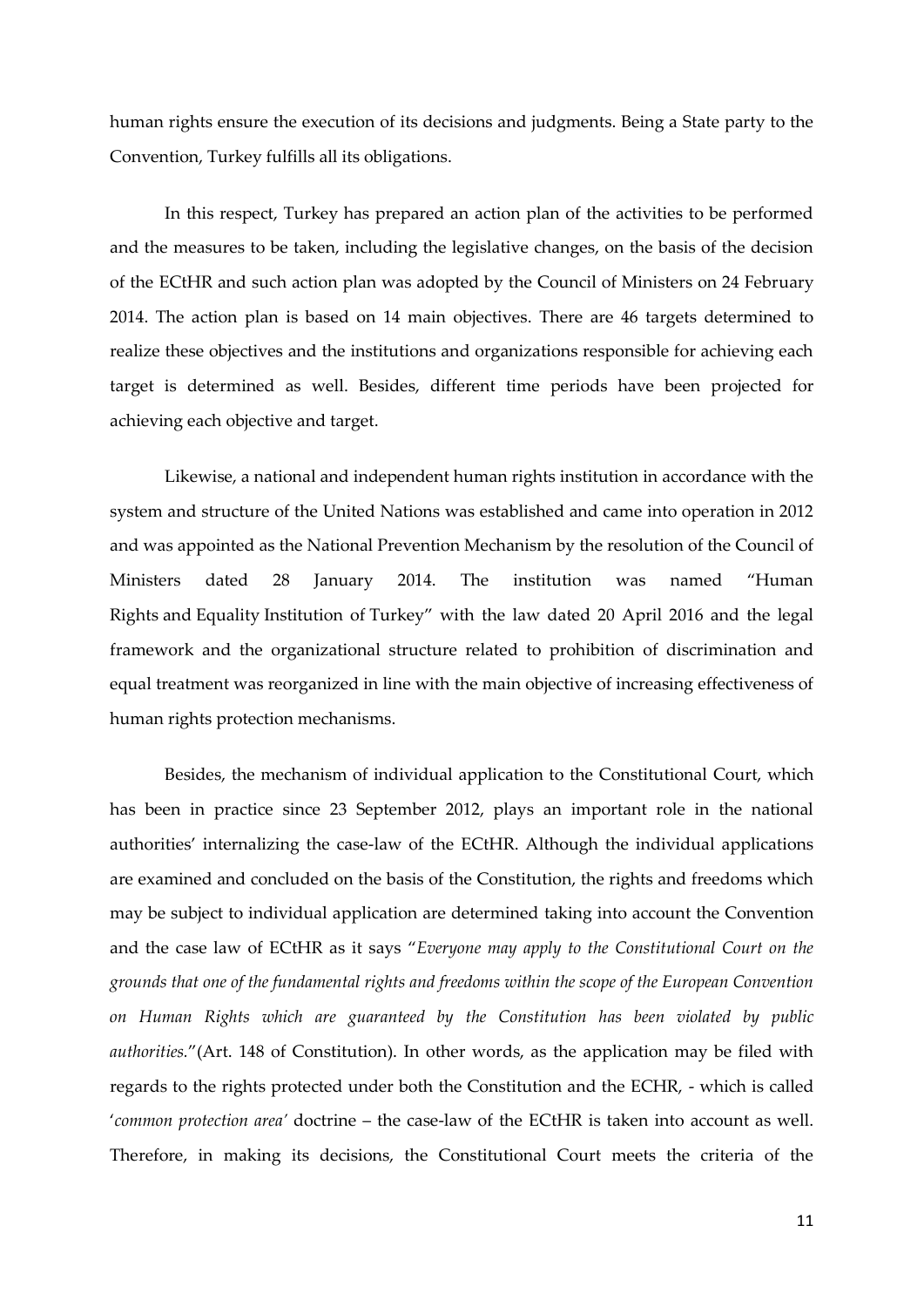human rights ensure the execution of its decisions and judgments. Being a State party to the Convention, Turkey fulfills all its obligations.

In this respect, Turkey has prepared an action plan of the activities to be performed and the measures to be taken, including the legislative changes, on the basis of the decision of the ECtHR and such action plan was adopted by the Council of Ministers on 24 February 2014. The action plan is based on 14 main objectives. There are 46 targets determined to realize these objectives and the institutions and organizations responsible for achieving each target is determined as well. Besides, different time periods have been projected for achieving each objective and target.

Likewise, a national and independent human rights institution in accordance with the system and structure of the United Nations was established and came into operation in 2012 and was appointed as the National Prevention Mechanism by the resolution of the Council of Ministers dated 28 January 2014. The institution was named "Human Rights and Equality Institution of Turkey" with the law dated 20 April 2016 and the legal framework and the organizational structure related to prohibition of discrimination and equal treatment was reorganized in line with the main objective of increasing effectiveness of human rights protection mechanisms.

Besides, the mechanism of individual application to the Constitutional Court, which has been in practice since 23 September 2012, plays an important role in the national authorities' internalizing the case-law of the ECtHR. Although the individual applications are examined and concluded on the basis of the Constitution, the rights and freedoms which may be subject to individual application are determined taking into account the Convention and the case law of ECtHR as it says "*Everyone may apply to the Constitutional Court on the grounds that one of the fundamental rights and freedoms within the scope of the European Convention on Human Rights which are guaranteed by the Constitution has been violated by public authorities.*"(Art. 148 of Constitution). In other words, as the application may be filed with regards to the rights protected under both the Constitution and the ECHR, - which is called '*common protection area'* doctrine – the case-law of the ECtHR is taken into account as well. Therefore, in making its decisions, the Constitutional Court meets the criteria of the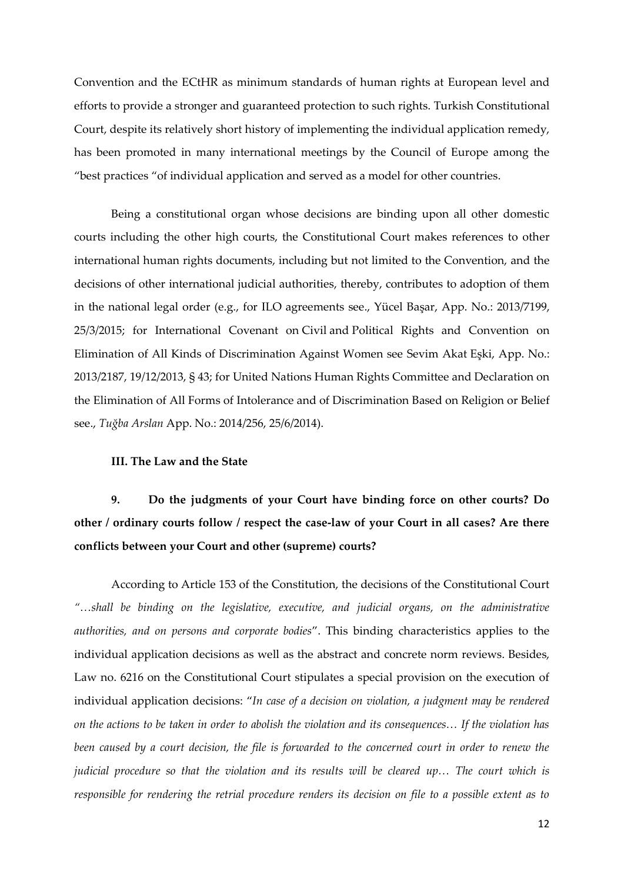Convention and the ECtHR as minimum standards of human rights at European level and efforts to provide a stronger and guaranteed protection to such rights. Turkish Constitutional Court, despite its relatively short history of implementing the individual application remedy, has been promoted in many international meetings by the Council of Europe among the "best practices "of individual application and served as a model for other countries.

Being a constitutional organ whose decisions are binding upon all other domestic courts including the other high courts, the Constitutional Court makes references to other international human rights documents, including but not limited to the Convention, and the decisions of other international judicial authorities, thereby, contributes to adoption of them in the national legal order (e.g., for ILO agreements see., Yücel Başar, App. No.: 2013/7199, 25/3/2015; for International Covenant on Civil and Political Rights and Convention on Elimination of All Kinds of Discrimination Against Women see Sevim Akat Eşki, App. No.: 2013/2187, 19/12/2013, § 43; for United Nations Human Rights Committee and Declaration on the Elimination of All Forms of Intolerance and of Discrimination Based on Religion or Belief see., *Tuğba Arslan* App. No.: 2014/256, 25/6/2014).

### III. The Law and the State

**9. Do the judgments of your Court have binding force on other courts? Do other / ordinary courts follow / respect the case-law of your Court in all cases? Are there conflicts between your Court and other (supreme) courts?**

According to Article 153 of the Constitution, the decisions of the Constitutional Court *"…shall be binding on the legislative, executive, and judicial organs, on the administrative authorities, and on persons and corporate bodies*". This binding characteristics applies to the individual application decisions as well as the abstract and concrete norm reviews. Besides, Law no. 6216 on the Constitutional Court stipulates a special provision on the execution of individual application decisions: "*In case of a decision on violation, a judgment may be rendered on the actions to be taken in order to abolish the violation and its consequences… If the violation has been caused by a court decision, the file is forwarded to the concerned court in order to renew the judicial procedure so that the violation and its results will be cleared up… The court which is responsible for rendering the retrial procedure renders its decision on file to a possible extent as to*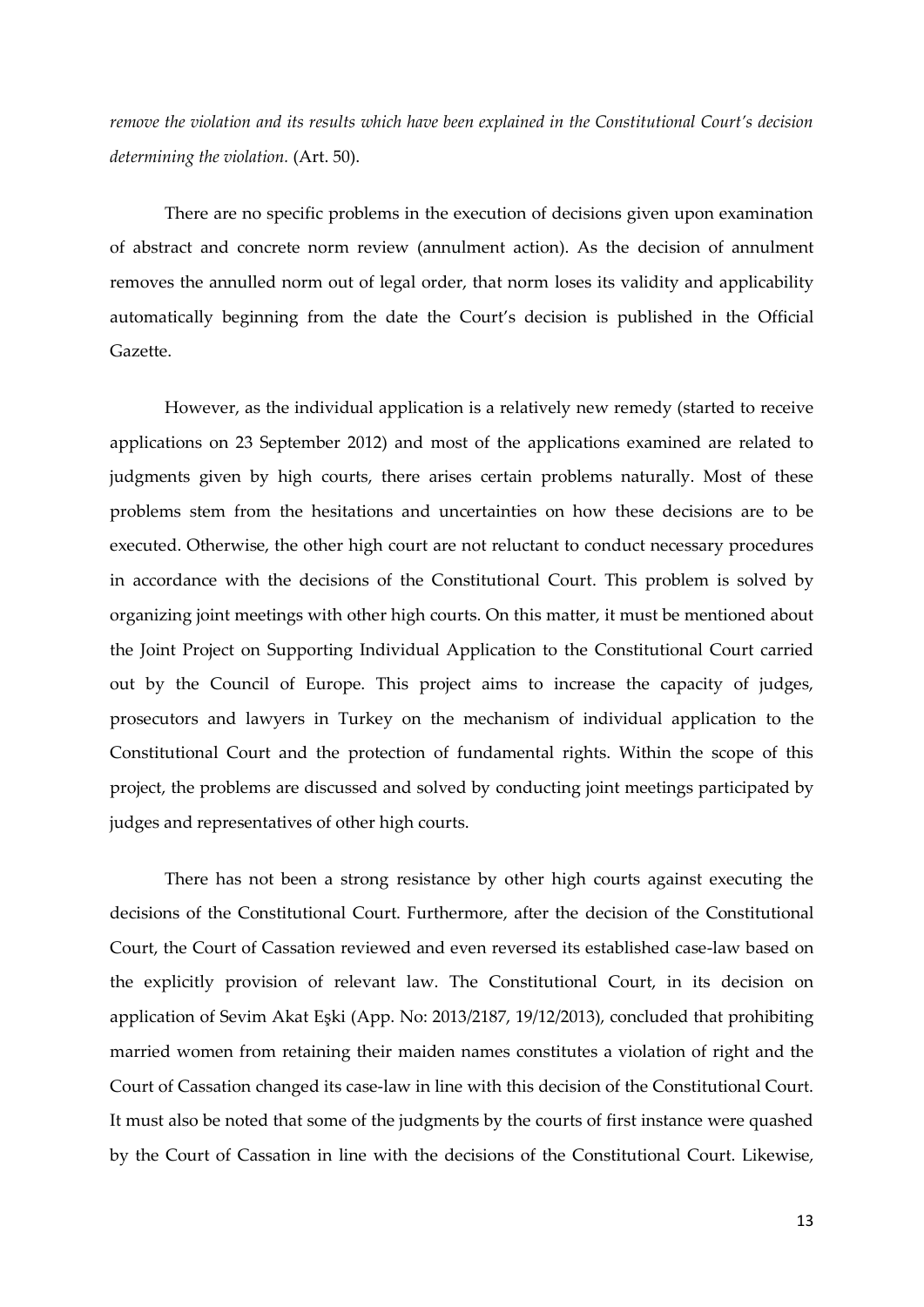*remove the violation and its results which have been explained in the Constitutional Court's decision determining the violation.* (Art. 50).

There are no specific problems in the execution of decisions given upon examination of abstract and concrete norm review (annulment action). As the decision of annulment removes the annulled norm out of legal order, that norm loses its validity and applicability automatically beginning from the date the Court's decision is published in the Official Gazette.

However, as the individual application is a relatively new remedy (started to receive applications on 23 September 2012) and most of the applications examined are related to judgments given by high courts, there arises certain problems naturally. Most of these problems stem from the hesitations and uncertainties on how these decisions are to be executed. Otherwise, the other high court are not reluctant to conduct necessary procedures in accordance with the decisions of the Constitutional Court. This problem is solved by organizing joint meetings with other high courts. On this matter, it must be mentioned about the Joint Project on Supporting Individual Application to the Constitutional Court carried out by the Council of Europe. This project aims to increase the capacity of judges, prosecutors and lawyers in Turkey on the mechanism of individual application to the Constitutional Court and the protection of fundamental rights. Within the scope of this project, the problems are discussed and solved by conducting joint meetings participated by judges and representatives of other high courts.

There has not been a strong resistance by other high courts against executing the decisions of the Constitutional Court. Furthermore, after the decision of the Constitutional Court, the Court of Cassation reviewed and even reversed its established case-law based on the explicitly provision of relevant law. The Constitutional Court, in its decision on application of Sevim Akat Eşki (App. No: 2013/2187, 19/12/2013), concluded that prohibiting married women from retaining their maiden names constitutes a violation of right and the Court of Cassation changed its case-law in line with this decision of the Constitutional Court. It must also be noted that some of the judgments by the courts of first instance were quashed by the Court of Cassation in line with the decisions of the Constitutional Court. Likewise,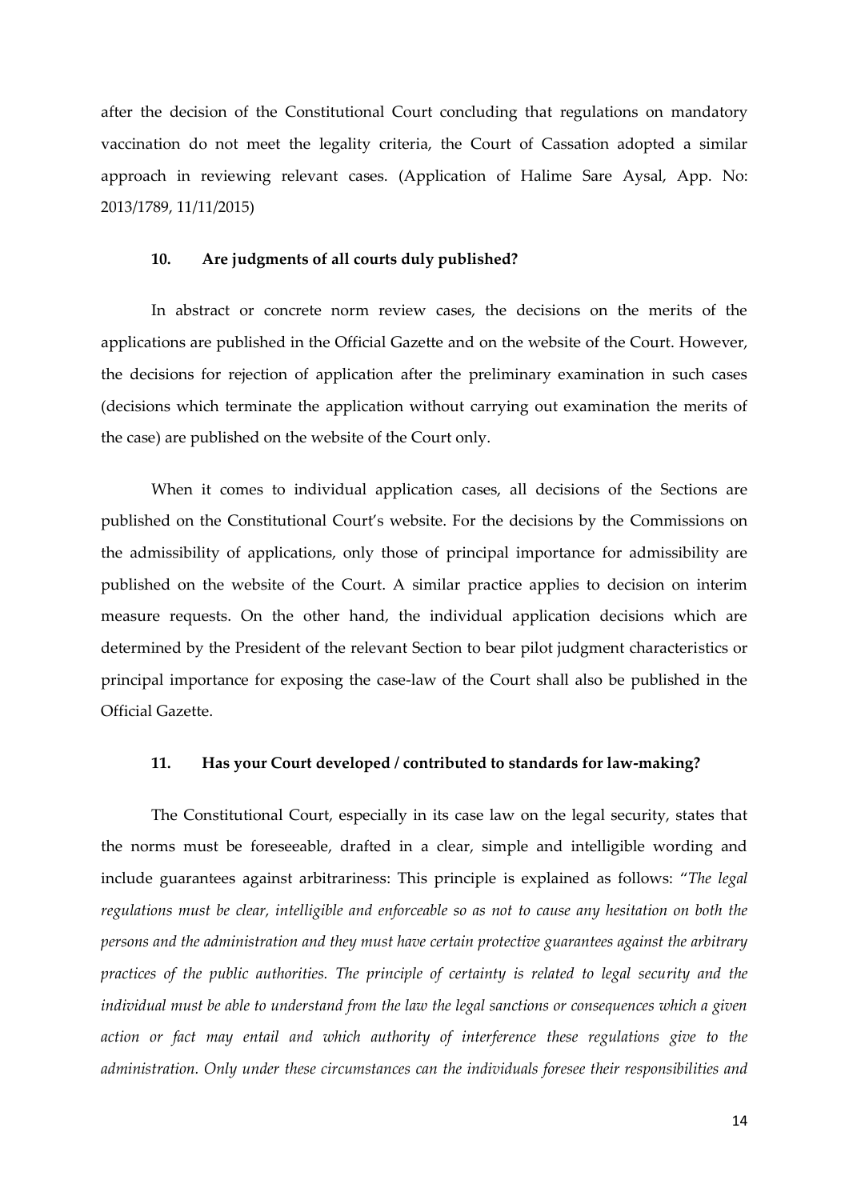after the decision of the Constitutional Court concluding that regulations on mandatory vaccination do not meet the legality criteria, the Court of Cassation adopted a similar approach in reviewing relevant cases. (Application of Halime Sare Aysal, App. No: 2013/1789, 11/11/2015)

### 10. Are judgments of all courts duly published?

In abstract or concrete norm review cases, the decisions on the merits of the applications are published in the Official Gazette and on the website of the Court. However, the decisions for rejection of application after the preliminary examination in such cases (decisions which terminate the application without carrying out examination the merits of the case) are published on the website of the Court only.

When it comes to individual application cases, all decisions of the Sections are published on the Constitutional Court's website. For the decisions by the Commissions on the admissibility of applications, only those of principal importance for admissibility are published on the website of the Court. A similar practice applies to decision on interim measure requests. On the other hand, the individual application decisions which are determined by the President of the relevant Section to bear pilot judgment characteristics or principal importance for exposing the case-law of the Court shall also be published in the Official Gazette.

### 11. Has your Court developed / contributed to standards for law-making?

The Constitutional Court, especially in its case law on the legal security, states that the norms must be foreseeable, drafted in a clear, simple and intelligible wording and include guarantees against arbitrariness: This principle is explained as follows: "*The legal regulations must be clear, intelligible and enforceable so as not to cause any hesitation on both the persons and the administration and they must have certain protective guarantees against the arbitrary practices of the public authorities. The principle of certainty is related to legal security and the individual must be able to understand from the law the legal sanctions or consequences which a given action or fact may entail and which authority of interference these regulations give to the administration. Only under these circumstances can the individuals foresee their responsibilities and*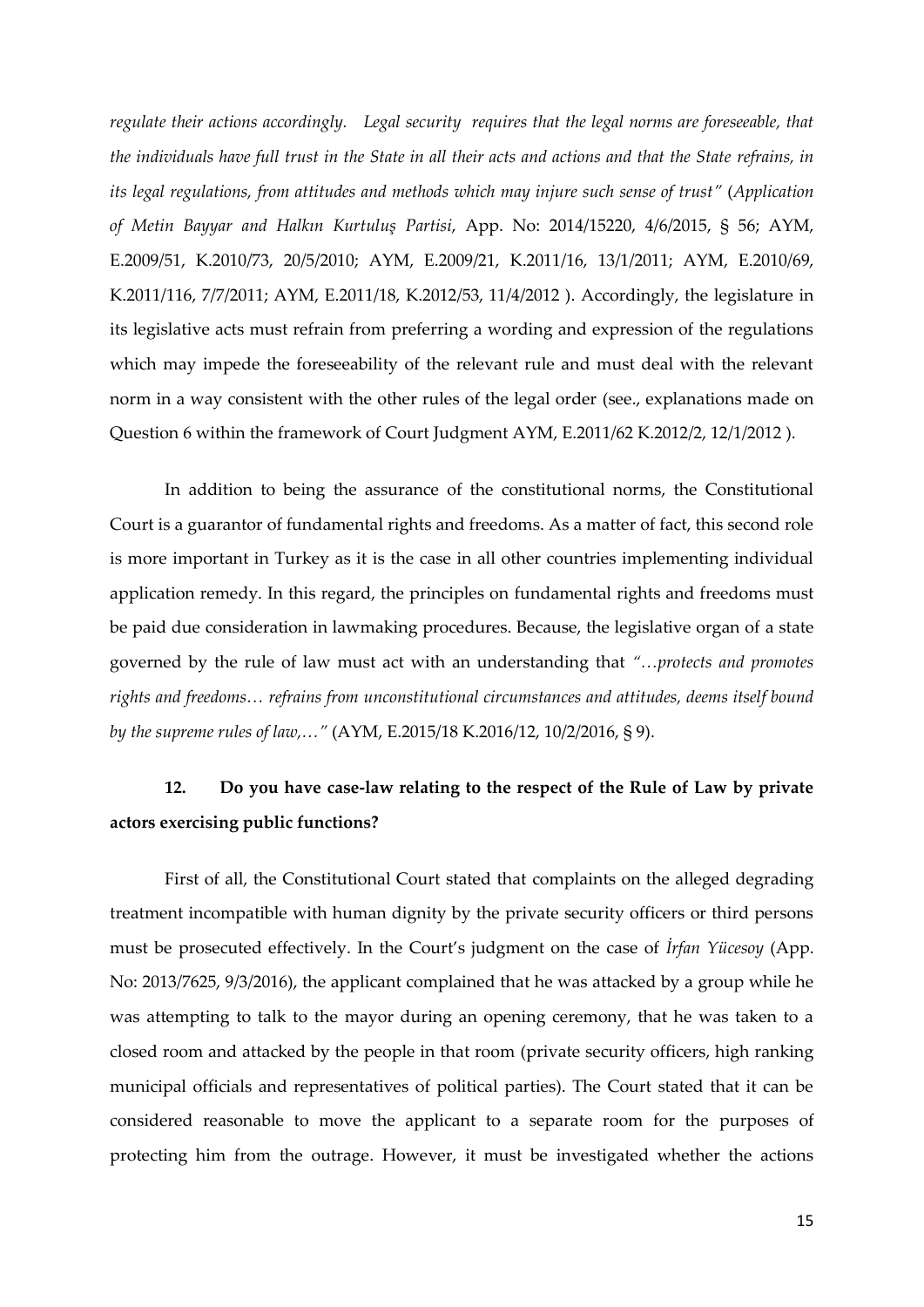*regulate their actions accordingly. Legal security requires that the legal norms are foreseeable, that the individuals have full trust in the State in all their acts and actions and that the State refrains, in its legal regulations, from attitudes and methods which may injure such sense of trust"* (*Application of Metin Bayyar and Halkın Kurtuluş Partisi*, App. No: 2014/15220, 4/6/2015, § 56; AYM, E.2009/51, K.2010/73, 20/5/2010; AYM, E.2009/21, K.2011/16, 13/1/2011; AYM, E.2010/69, K.2011/116, 7/7/2011; AYM, E.2011/18, K.2012/53, 11/4/2012 ). Accordingly, the legislature in its legislative acts must refrain from preferring a wording and expression of the regulations which may impede the foreseeability of the relevant rule and must deal with the relevant norm in a way consistent with the other rules of the legal order (see., explanations made on Question 6 within the framework of Court Judgment AYM, E.2011/62 K.2012/2, 12/1/2012 ).

In addition to being the assurance of the constitutional norms, the Constitutional Court is a guarantor of fundamental rights and freedoms. As a matter of fact, this second role is more important in Turkey as it is the case in all other countries implementing individual application remedy. In this regard, the principles on fundamental rights and freedoms must be paid due consideration in lawmaking procedures. Because, the legislative organ of a state governed by the rule of law must act with an understanding that *"…protects and promotes rights and freedoms… refrains from unconstitutional circumstances and attitudes, deems itself bound by the supreme rules of law,…"* (AYM, E.2015/18 K.2016/12, 10/2/2016, § 9).

### 12. Do you have case-law relating to the respect of the Rule of Law by private actors exercising public functions?

First of all, the Constitutional Court stated that complaints on the alleged degrading treatment incompatible with human dignity by the private security officers or third persons must be prosecuted effectively. In the Court's judgment on the case of *İrfan Yücesoy* (App. No: 2013/7625, 9/3/2016), the applicant complained that he was attacked by a group while he was attempting to talk to the mayor during an opening ceremony, that he was taken to a closed room and attacked by the people in that room (private security officers, high ranking municipal officials and representatives of political parties). The Court stated that it can be considered reasonable to move the applicant to a separate room for the purposes of protecting him from the outrage. However, it must be investigated whether the actions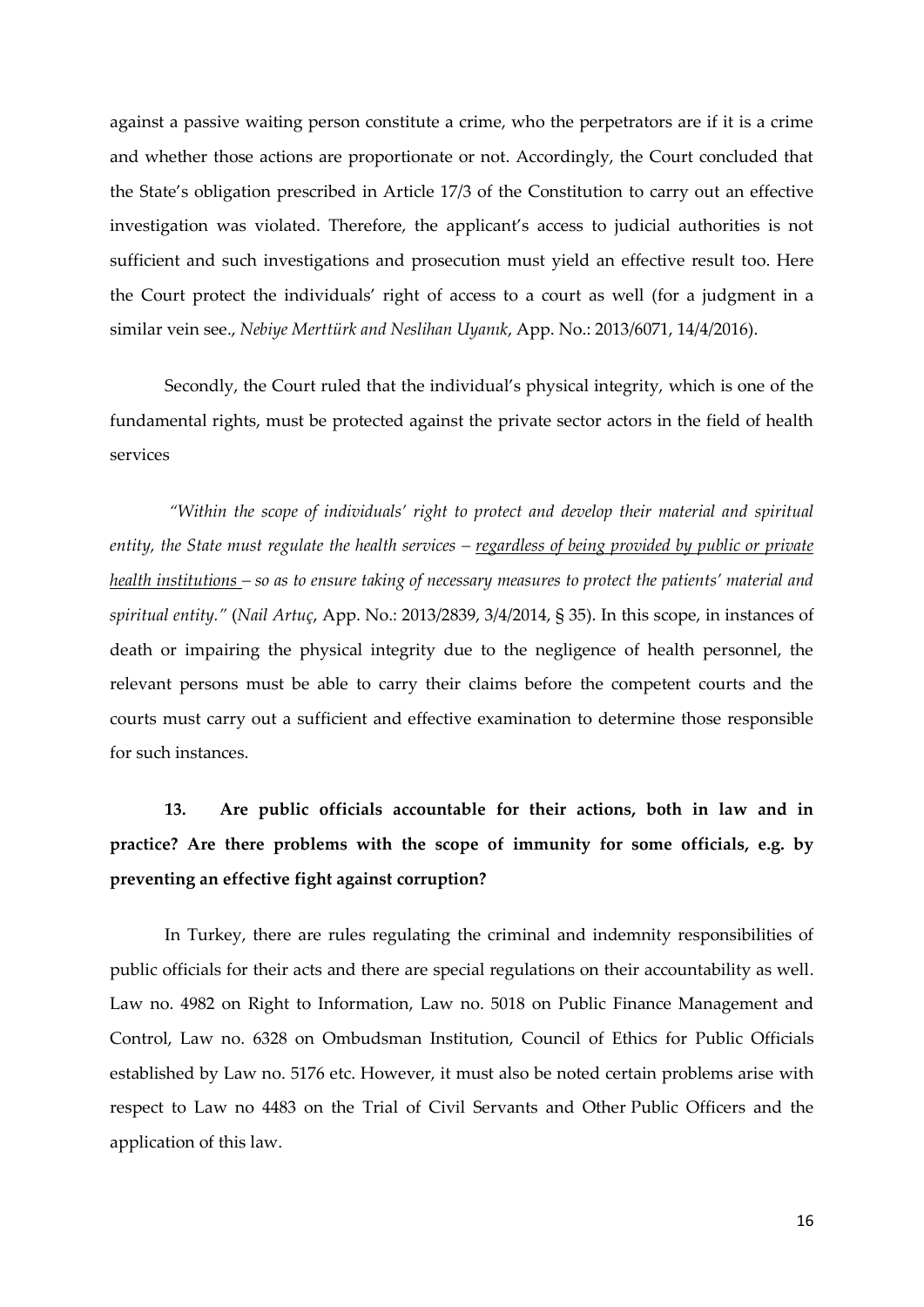against a passive waiting person constitute a crime, who the perpetrators are if it is a crime and whether those actions are proportionate or not. Accordingly, the Court concluded that the State's obligation prescribed in Article 17/3 of the Constitution to carry out an effective investigation was violated. Therefore, the applicant's access to judicial authorities is not sufficient and such investigations and prosecution must yield an effective result too. Here the Court protect the individuals' right of access to a court as well (for a judgment in a similar vein see., *Nebiye Merttürk and Neslihan Uyanık*, App. No.: 2013/6071, 14/4/2016).

Secondly, the Court ruled that the individual's physical integrity, which is one of the fundamental rights, must be protected against the private sector actors in the field of health services

*"Within the scope of individuals' right to protect and develop their material and spiritual entity, the State must regulate the health services – <u>regardless of being provided by public or private health institutions</u> – so as to ensure taking of necessary measures to protect the patients' material and spiritual entity."* (*Nail Artuç*, App. No.: 2013/2839, 3/4/2014, § 35). In this scope, in instances of death or impairing the physical integrity due to the negligence of health personnel, the relevant persons must be able to carry their claims before the competent courts and the courts must carry out a sufficient and effective examination to determine those responsible for such instances.

**13. Are public officials accountable for their actions, both in law and in practice? Are there problems with the scope of immunity for some officials, e.g. by preventing an effective fight against corruption?**

In Turkey, there are rules regulating the criminal and indemnity responsibilities of public officials for their acts and there are special regulations on their accountability as well. Law no. 4982 on Right to Information, Law no. 5018 on Public Finance Management and Control, Law no. 6328 on Ombudsman Institution, Council of Ethics for Public Officials established by Law no. 5176 etc. However, it must also be noted certain problems arise with respect to Law no 4483 on the Trial of Civil Servants and Other Public Officers and the application of this law.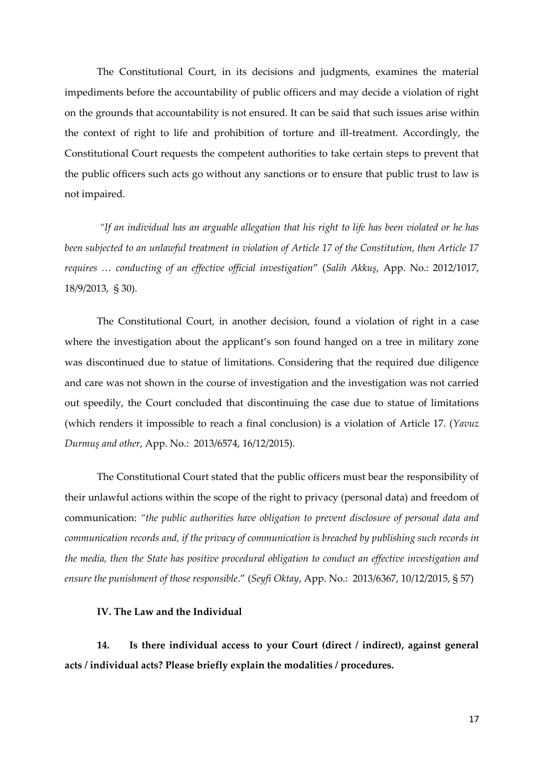The Constitutional Court, in its decisions and judgments, examines the material impediments before the accountability of public officers and may decide a violation of right on the grounds that accountability is not ensured. It can be said that such issues arise within the context of right to life and prohibition of torture and ill-treatment. Accordingly, the Constitutional Court requests the competent authorities to take certain steps to prevent that the public officers such acts go without any sanctions or to ensure that public trust to law is not impaired.

*"If an individual has an arguable allegation that his right to life has been violated or he has been subjected to an unlawful treatment in violation of Article 17 of the Constitution, then Article 17 requires … conducting of an effective official investigation"* (*Salih Akkuş*, App. No.: 2012/1017, 18/9/2013, § 30).

The Constitutional Court, in another decision, found a violation of right in a case where the investigation about the applicant's son found hanged on a tree in military zone was discontinued due to statue of limitations. Considering that the required due diligence and care was not shown in the course of investigation and the investigation was not carried out speedily, the Court concluded that discontinuing the case due to statue of limitations (which renders it impossible to reach a final conclusion) is a violation of Article 17. (*Yavuz Durmuş and other*, App. No.: 2013/6574, 16/12/2015).

The Constitutional Court stated that the public officers must bear the responsibility of their unlawful actions within the scope of the right to privacy (personal data) and freedom of communication: *"the public authorities have obligation to prevent disclosure of personal data and communication records and, if the privacy of communication is breached by publishing such records in the media, then the State has positive procedural obligation to conduct an effective investigation and ensure the punishment of those responsible*." (*Seyfi Oktay*, App. No.: 2013/6367, 10/12/2015, § 57)

## IV. The Law and the Individual

**14. Is there individual access to your Court (direct / indirect), against general acts / individual acts? Please briefly explain the modalities / procedures.**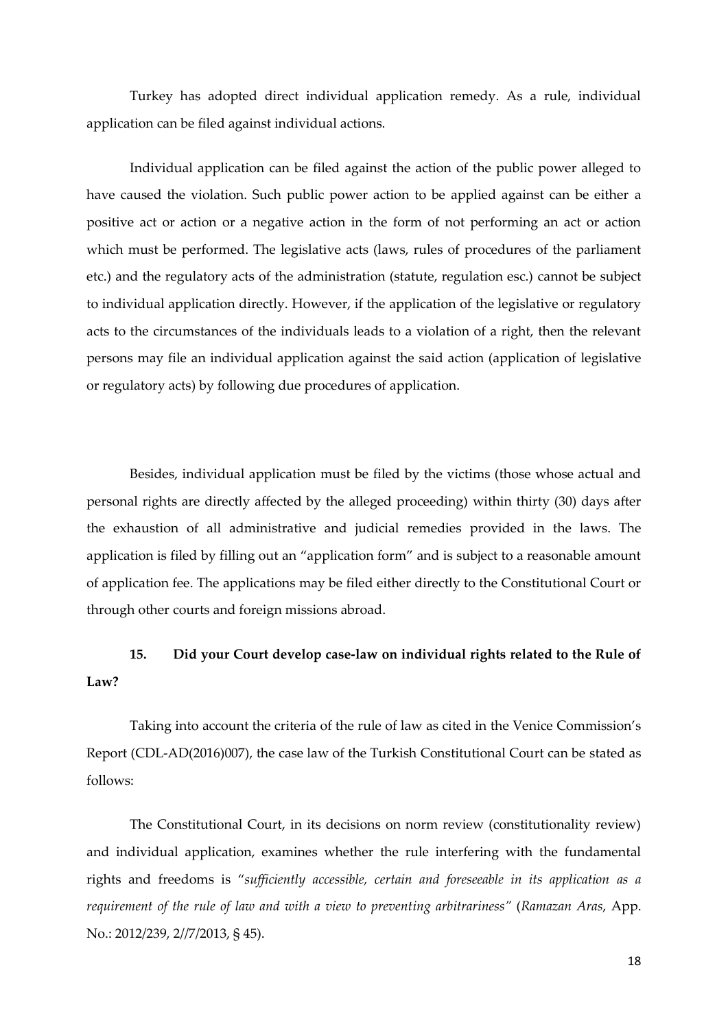Turkey has adopted direct individual application remedy. As a rule, individual application can be filed against individual actions.

Individual application can be filed against the action of the public power alleged to have caused the violation. Such public power action to be applied against can be either a positive act or action or a negative action in the form of not performing an act or action which must be performed. The legislative acts (laws, rules of procedures of the parliament etc.) and the regulatory acts of the administration (statute, regulation esc.) cannot be subject to individual application directly. However, if the application of the legislative or regulatory acts to the circumstances of the individuals leads to a violation of a right, then the relevant persons may file an individual application against the said action (application of legislative or regulatory acts) by following due procedures of application.

Besides, individual application must be filed by the victims (those whose actual and personal rights are directly affected by the alleged proceeding) within thirty (30) days after the exhaustion of all administrative and judicial remedies provided in the laws. The application is filed by filling out an "application form" and is subject to a reasonable amount of application fee. The applications may be filed either directly to the Constitutional Court or through other courts and foreign missions abroad.

**15. Did your Court develop case-law on individual rights related to the Rule of Law?**

Taking into account the criteria of the rule of law as cited in the Venice Commission's Report (CDL-AD(2016)007), the case law of the Turkish Constitutional Court can be stated as follows:

The Constitutional Court, in its decisions on norm review (constitutionality review) and individual application, examines whether the rule interfering with the fundamental rights and freedoms is "*sufficiently accessible, certain and foreseeable in its application as a requirement of the rule of law and with a view to preventing arbitrariness*" (*Ramazan Aras*, App. No.: 2012/239, 2//7/2013, § 45).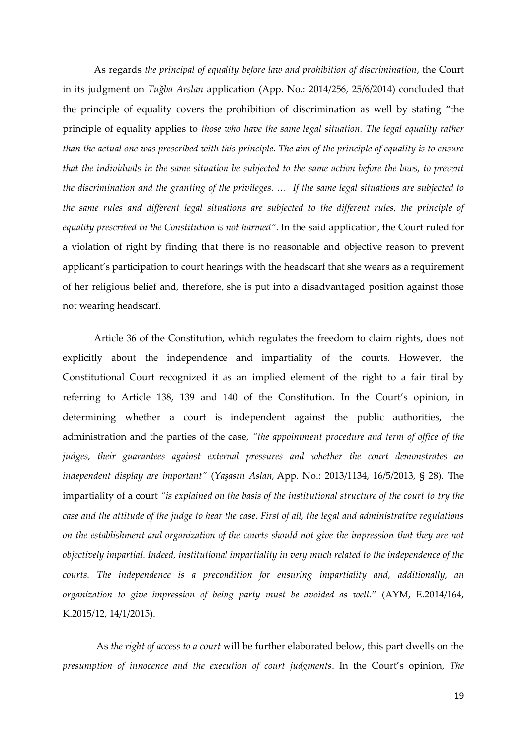As regards *the principal of equality before law and prohibition of discrimination*, the Court in its judgment on *Tuğba Arslan* application (App. No.: 2014/256, 25/6/2014) concluded that the principle of equality covers the prohibition of discrimination as well by stating "the principle of equality applies to *those who have the same legal situation. The legal equality rather than the actual one was prescribed with this principle. The aim of the principle of equality is to ensure that the individuals in the same situation be subjected to the same action before the laws, to prevent the discrimination and the granting of the privileges. … If the same legal situations are subjected to the same rules and different legal situations are subjected to the different rules, the principle of equality prescribed in the Constitution is not harmed"*. In the said application, the Court ruled for a violation of right by finding that there is no reasonable and objective reason to prevent applicant's participation to court hearings with the headscarf that she wears as a requirement of her religious belief and, therefore, she is put into a disadvantaged position against those not wearing headscarf.

Article 36 of the Constitution, which regulates the freedom to claim rights, does not explicitly about the independence and impartiality of the courts. However, the Constitutional Court recognized it as an implied element of the right to a fair tiral by referring to Article 138, 139 and 140 of the Constitution. In the Court's opinion, in determining whether a court is independent against the public authorities, the administration and the parties of the case, *"the appointment procedure and term of office of the judges, their guarantees against external pressures and whether the court demonstrates an independent display are important"* (*Yaşasın Aslan,* App. No.: 2013/1134, 16/5/2013, § 28). The impartiality of a court *"is explained on the basis of the institutional structure of the court to try the case and the attitude of the judge to hear the case. First of all, the legal and administrative regulations on the establishment and organization of the courts should not give the impression that they are not objectively impartial. Indeed, institutional impartiality in very much related to the independence of the courts. The independence is a precondition for ensuring impartiality and, additionally, an organization to give impression of being party must be avoided as well."* (AYM, E.2014/164, K.2015/12, 14/1/2015).

As *the right of access to a court* will be further elaborated below, this part dwells on the *presumption of innocence and the execution of court judgments*. In the Court's opinion, *The*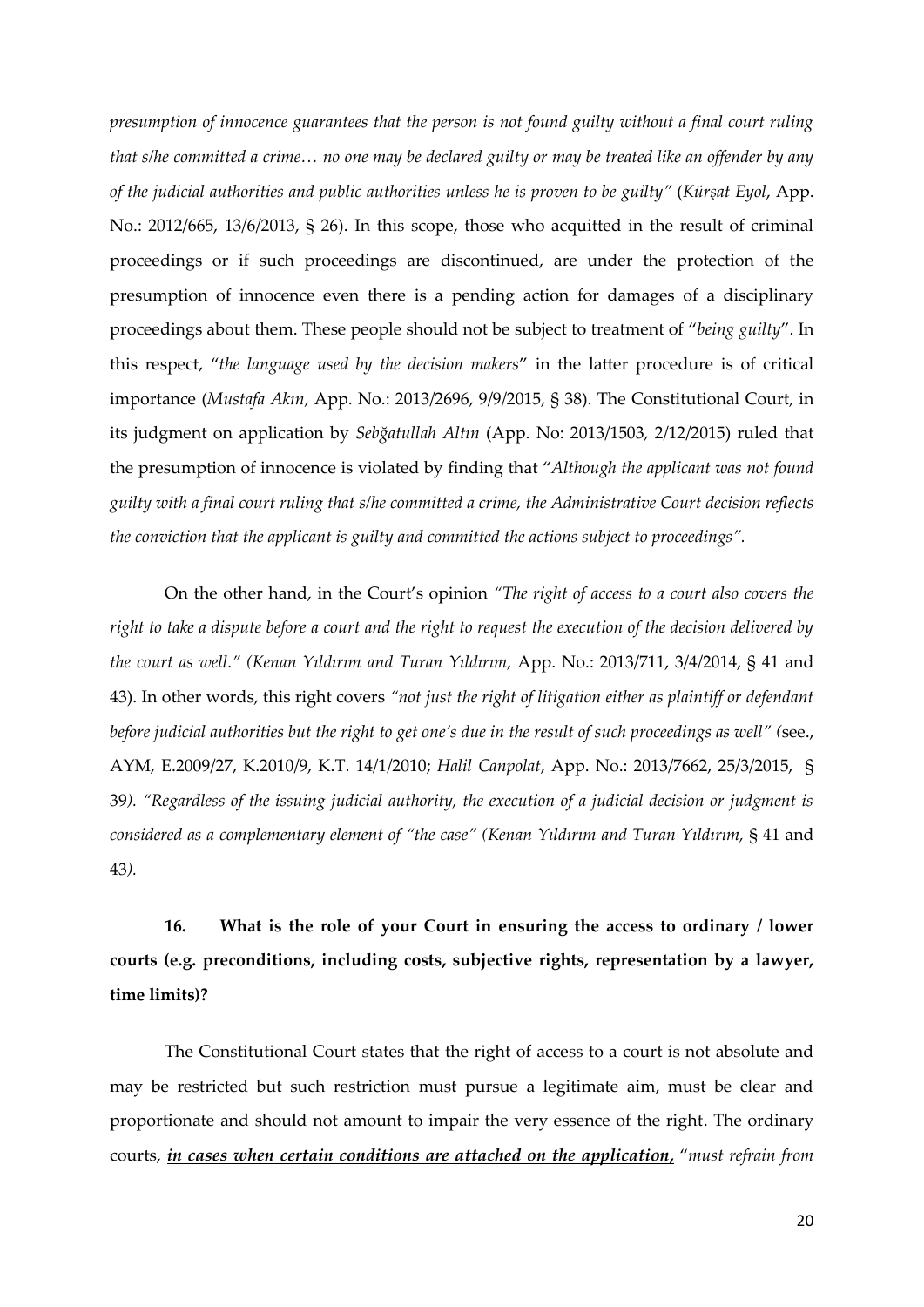*presumption of innocence guarantees that the person is not found guilty without a final court ruling that s/he committed a crime… no one may be declared guilty or may be treated like an offender by any of the judicial authorities and public authorities unless he is proven to be guilty"* (*Kürşat Eyol*, App. No.: 2012/665, 13/6/2013, § 26). In this scope, those who acquitted in the result of criminal proceedings or if such proceedings are discontinued, are under the protection of the presumption of innocence even there is a pending action for damages of a disciplinary proceedings about them. These people should not be subject to treatment of "*being guilty*". In this respect, "*the language used by the decision makers*" in the latter procedure is of critical importance (*Mustafa Akın*, App. No.: 2013/2696, 9/9/2015, § 38). The Constitutional Court, in its judgment on application by *Sebğatullah Altın* (App. No: 2013/1503, 2/12/2015) ruled that the presumption of innocence is violated by finding that "*Although the applicant was not found guilty with a final court ruling that s/he committed a crime, the Administrative Court decision reflects the conviction that the applicant is guilty and committed the actions subject to proceedings".*

On the other hand, in the Court's opinion *"The right of access to a court also covers the right to take a dispute before a court and the right to request the execution of the decision delivered by the court as well." (Kenan Yıldırım and Turan Yıldırım,* App. No.: 2013/711, 3/4/2014, § 41 and 43). In other words, this right covers *"not just the right of litigation either as plaintiff or defendant before judicial authorities but the right to get one's due in the result of such proceedings as well" (*see., AYM, E.2009/27, K.2010/9, K.T. 14/1/2010; *Halil Canpolat*, App. No.: 2013/7662, 25/3/2015, § 39*). "Regardless of the issuing judicial authority, the execution of a judicial decision or judgment is considered as a complementary element of "the case" (Kenan Yıldırım and Turan Yıldırım,* § 41 and 43*).*

**16. What is the role of your Court in ensuring the access to ordinary / lower courts (e.g. preconditions, including costs, subjective rights, representation by a lawyer, time limits)?**

The Constitutional Court states that the right of access to a court is not absolute and may be restricted but such restriction must pursue a legitimate aim, must be clear and proportionate and should not amount to impair the very essence of the right. The ordinary courts, ***in cases when certain conditions are attached on the application,*** "*must refrain from*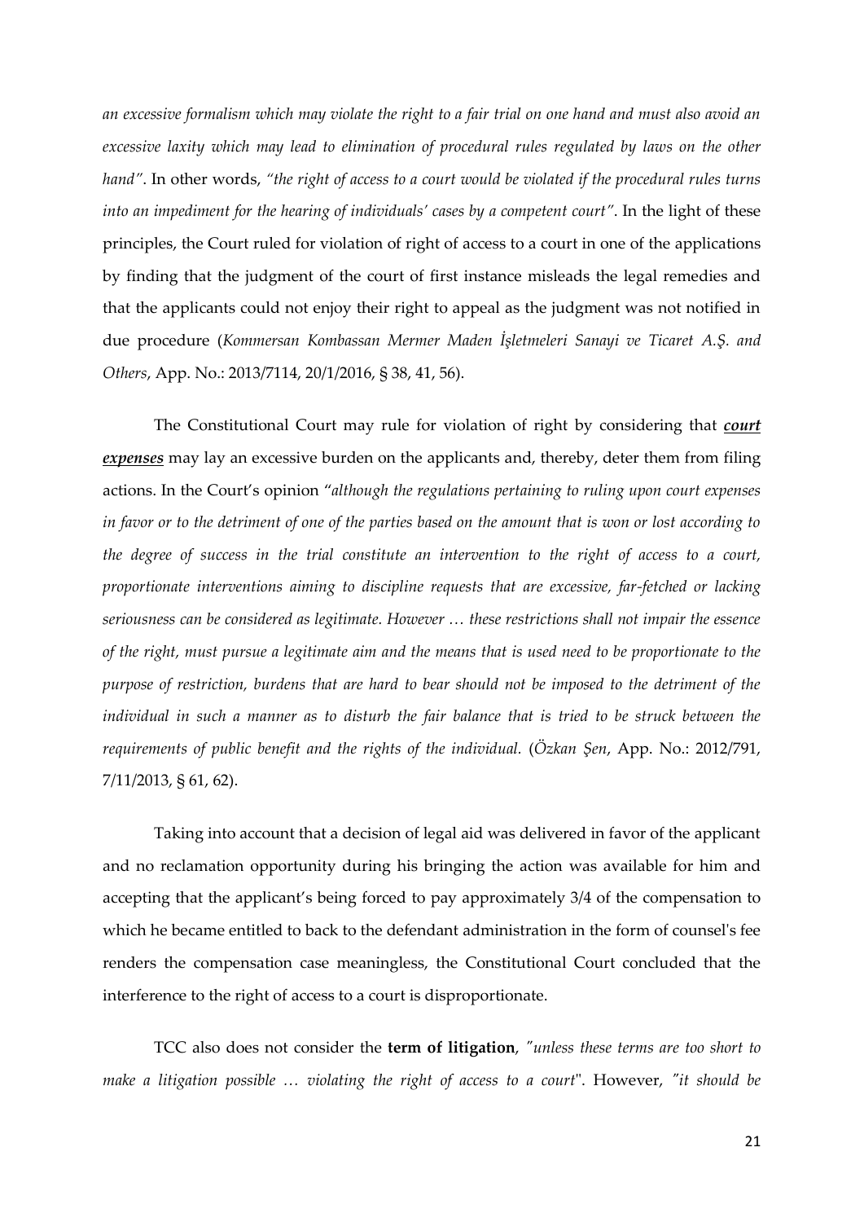*an excessive formalism which may violate the right to a fair trial on one hand and must also avoid an excessive laxity which may lead to elimination of procedural rules regulated by laws on the other hand"*. In other words, *"the right of access to a court would be violated if the procedural rules turns into an impediment for the hearing of individuals' cases by a competent court"*. In the light of these principles, the Court ruled for violation of right of access to a court in one of the applications by finding that the judgment of the court of first instance misleads the legal remedies and that the applicants could not enjoy their right to appeal as the judgment was not notified in due procedure (*Kommersan Kombassan Mermer Maden İşletmeleri Sanayi ve Ticaret A.Ş. and Others*, App. No.: 2013/7114, 20/1/2016, § 38, 41, 56).

The Constitutional Court may rule for violation of right by considering that ***court expenses*** may lay an excessive burden on the applicants and, thereby, deter them from filing actions. In the Court's opinion "*although the regulations pertaining to ruling upon court expenses in favor or to the detriment of one of the parties based on the amount that is won or lost according to the degree of success in the trial constitute an intervention to the right of access to a court, proportionate interventions aiming to discipline requests that are excessive, far-fetched or lacking seriousness can be considered as legitimate. However … these restrictions shall not impair the essence of the right, must pursue a legitimate aim and the means that is used need to be proportionate to the purpose of restriction, burdens that are hard to bear should not be imposed to the detriment of the individual in such a manner as to disturb the fair balance that is tried to be struck between the requirements of public benefit and the rights of the individual.* (*Özkan Şen*, App. No.: 2012/791, 7/11/2013, § 61, 62).

Taking into account that a decision of legal aid was delivered in favor of the applicant and no reclamation opportunity during his bringing the action was available for him and accepting that the applicant's being forced to pay approximately 3/4 of the compensation to which he became entitled to back to the defendant administration in the form of counsel's fee renders the compensation case meaningless, the Constitutional Court concluded that the interference to the right of access to a court is disproportionate.

TCC also does not consider the **term of litigation**, *"unless these terms are too short to make a litigation possible … violating the right of access to a court*". However, *"it should be*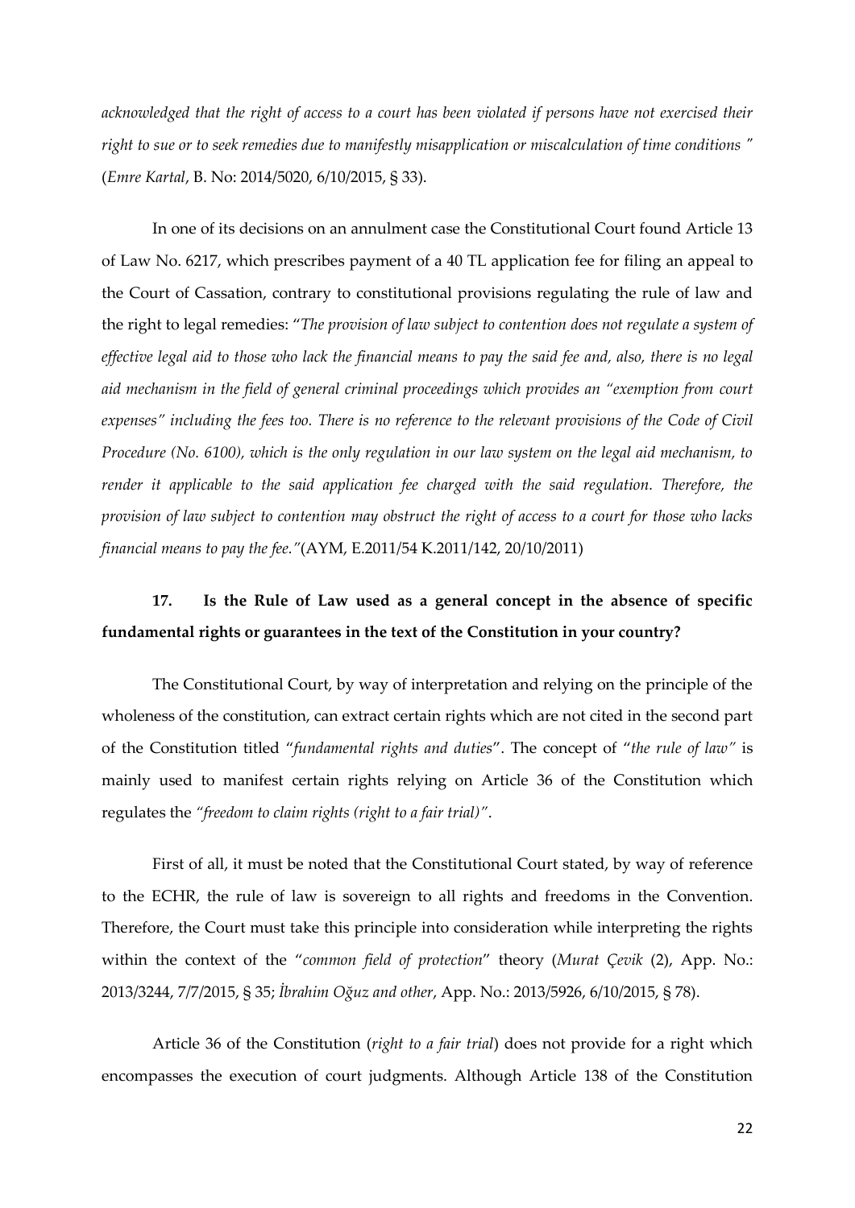*acknowledged that the right of access to a court has been violated if persons have not exercised their right to sue or to seek remedies due to manifestly misapplication or miscalculation of time conditions "* (*Emre Kartal*, B. No: 2014/5020, 6/10/2015, § 33).

In one of its decisions on an annulment case the Constitutional Court found Article 13 of Law No. 6217, which prescribes payment of a 40 TL application fee for filing an appeal to the Court of Cassation, contrary to constitutional provisions regulating the rule of law and the right to legal remedies: "*The provision of law subject to contention does not regulate a system of effective legal aid to those who lack the financial means to pay the said fee and, also, there is no legal aid mechanism in the field of general criminal proceedings which provides an "exemption from court expenses" including the fees too. There is no reference to the relevant provisions of the Code of Civil Procedure (No. 6100), which is the only regulation in our law system on the legal aid mechanism, to render it applicable to the said application fee charged with the said regulation. Therefore, the provision of law subject to contention may obstruct the right of access to a court for those who lacks financial means to pay the fee."*(AYM, E.2011/54 K.2011/142, 20/10/2011)

**17. Is the Rule of Law used as a general concept in the absence of specific fundamental rights or guarantees in the text of the Constitution in your country?**

The Constitutional Court, by way of interpretation and relying on the principle of the wholeness of the constitution, can extract certain rights which are not cited in the second part of the Constitution titled "*fundamental rights and duties*". The concept of "*the rule of law"* is mainly used to manifest certain rights relying on Article 36 of the Constitution which regulates the *"freedom to claim rights (right to a fair trial)"*.

First of all, it must be noted that the Constitutional Court stated, by way of reference to the ECHR, the rule of law is sovereign to all rights and freedoms in the Convention. Therefore, the Court must take this principle into consideration while interpreting the rights within the context of the "*common field of protection*" theory (*Murat Çevik* (2), App. No.: 2013/3244, 7/7/2015, § 35; *İbrahim Oğuz and other*, App. No.: 2013/5926, 6/10/2015, § 78).

Article 36 of the Constitution (*right to a fair trial*) does not provide for a right which encompasses the execution of court judgments. Although Article 138 of the Constitution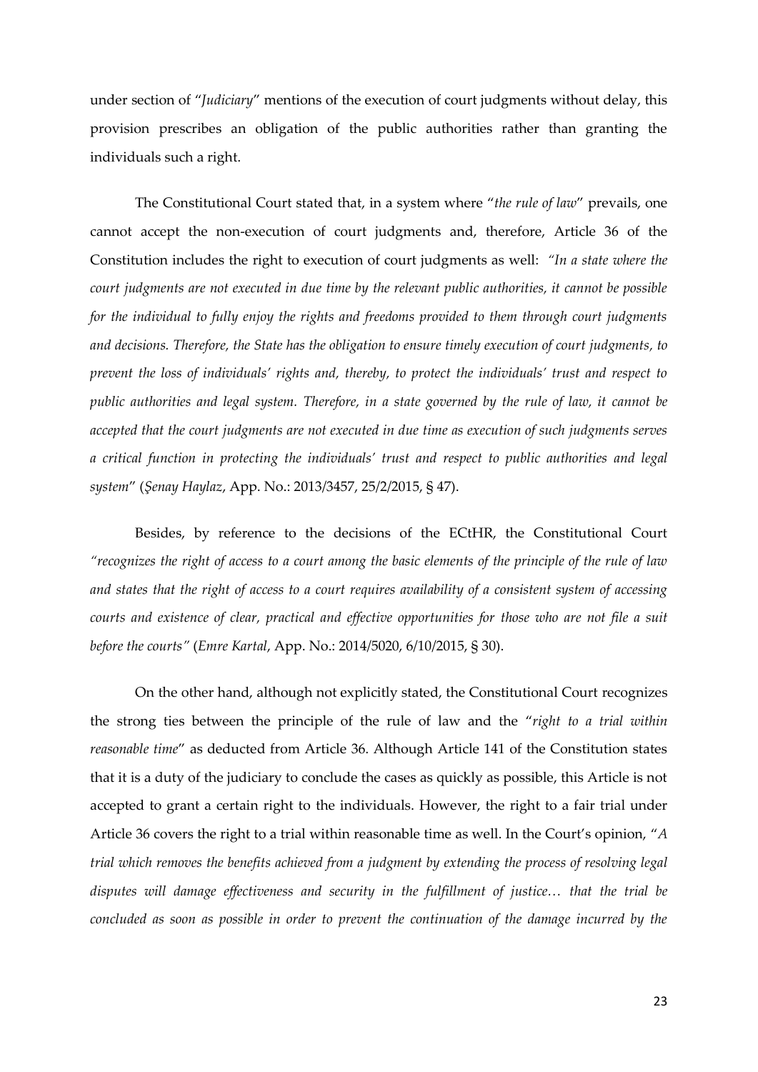under section of "*Judiciary*" mentions of the execution of court judgments without delay, this provision prescribes an obligation of the public authorities rather than granting the individuals such a right.

The Constitutional Court stated that, in a system where "*the rule of law*" prevails, one cannot accept the non-execution of court judgments and, therefore, Article 36 of the Constitution includes the right to execution of court judgments as well: *"In a state where the court judgments are not executed in due time by the relevant public authorities, it cannot be possible for the individual to fully enjoy the rights and freedoms provided to them through court judgments and decisions. Therefore, the State has the obligation to ensure timely execution of court judgments, to prevent the loss of individuals' rights and, thereby, to protect the individuals' trust and respect to public authorities and legal system. Therefore, in a state governed by the rule of law, it cannot be accepted that the court judgments are not executed in due time as execution of such judgments serves a critical function in protecting the individuals' trust and respect to public authorities and legal system*" (*Şenay Haylaz*, App. No.: 2013/3457, 25/2/2015, § 47).

Besides, by reference to the decisions of the ECtHR, the Constitutional Court *"recognizes the right of access to a court among the basic elements of the principle of the rule of law and states that the right of access to a court requires availability of a consistent system of accessing courts and existence of clear, practical and effective opportunities for those who are not file a suit before the courts"* (*Emre Kartal*, App. No.: 2014/5020, 6/10/2015, § 30).

On the other hand, although not explicitly stated, the Constitutional Court recognizes the strong ties between the principle of the rule of law and the "*right to a trial within reasonable time*" as deducted from Article 36. Although Article 141 of the Constitution states that it is a duty of the judiciary to conclude the cases as quickly as possible, this Article is not accepted to grant a certain right to the individuals. However, the right to a fair trial under Article 36 covers the right to a trial within reasonable time as well. In the Court's opinion, "*A trial which removes the benefits achieved from a judgment by extending the process of resolving legal disputes will damage effectiveness and security in the fulfillment of justice… that the trial be concluded as soon as possible in order to prevent the continuation of the damage incurred by the*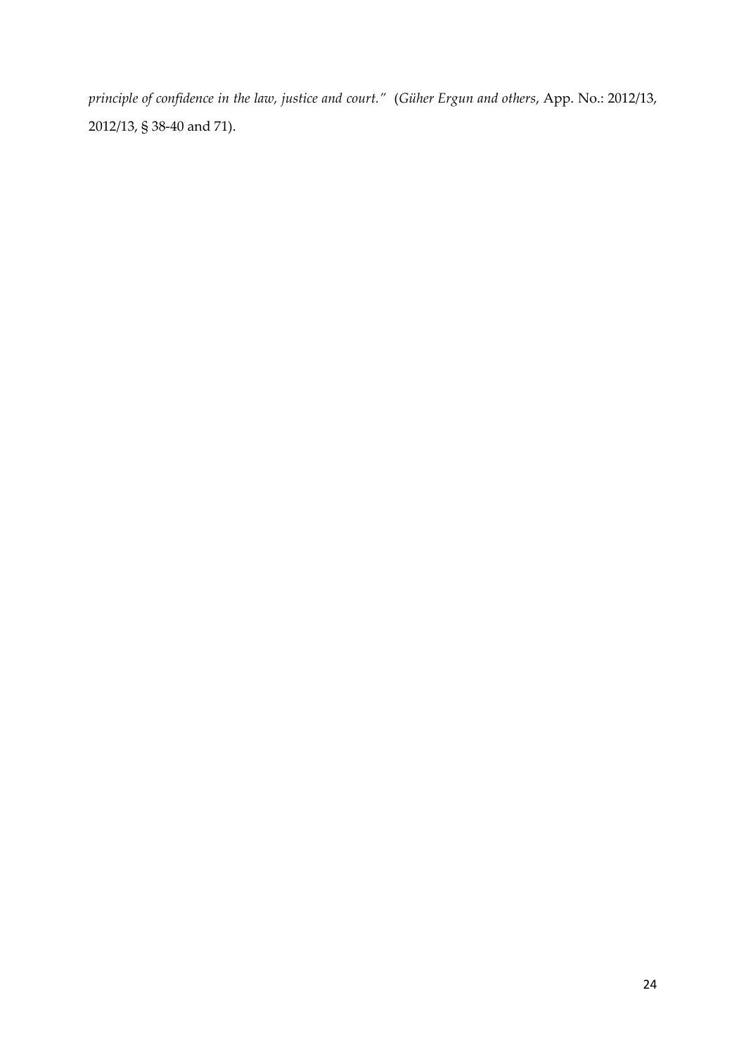*principle of confidence in the law, justice and court."* (*Güher Ergun and others*, App. No.: 2012/13, 2012/13, § 38-40 and 71).